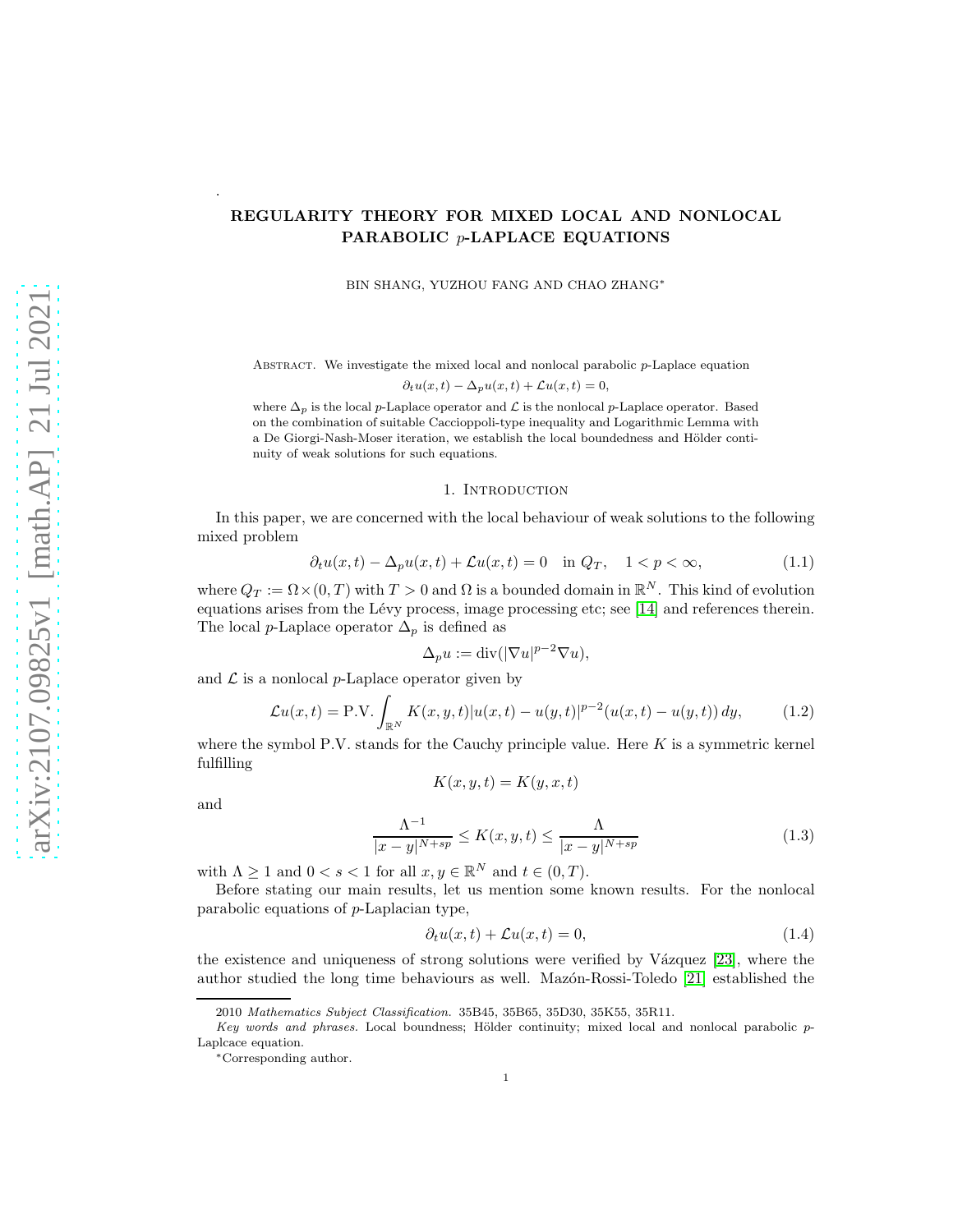# REGULARITY THEORY FOR MIXED LOCAL AND NONLOCAL PARABOLIC $p$-LAPLACE EQUATIONS

BIN SHANG, YUZHOU FANG AND CHAO ZHANG*

Abstract. We investigate the mixed local and nonlocal parabolic $p$-Laplace equation

$$\partial_t u(x,t) - \Delta_p u(x,t) + \mathcal{L}u(x,t) = 0,$$

where $\Delta_p$ is the local $p$-Laplace operator and $\mathcal{L}$ is the nonlocal $p$-Laplace operator. Based on the combination of suitable Caccioppoli-type inequality and Logarithmic Lemma with a De Giorgi-Nash-Moser iteration, we establish the local boundedness and Hölder continuity of weak solutions for such equations.

## 1. Introduction

In this paper, we are concerned with the local behaviour of weak solutions to the following mixed problem

$$\partial_t u(x,t) - \Delta_p u(x,t) + \mathcal{L}u(x,t) = 0 \quad \text{in } Q_T, \quad 1 < p < \infty, \tag{1.1}$$

where $Q_T := \Omega \times (0,T)$ with $T > 0$ and $\Omega$ is a bounded domain in $\mathbb{R}^N$. This kind of evolution equations arises from the Lévy process, image processing etc; see [14] and references therein. The local $p$-Laplace operator $\Delta_p$ is defined as

$$\Delta_p u := \operatorname{div}(|\nabla u|^{p-2}\nabla u),$$

and $\mathcal{L}$ is a nonlocal $p$-Laplace operator given by

$$\mathcal{L}u(x,t) = \text{P.V.} \int_{\mathbb{R}^N} K(x,y,t)|u(x,t) - u(y,t)|^{p-2}(u(x,t) - u(y,t))\, dy, \tag{1.2}$$

where the symbol P.V. stands for the Cauchy principle value. Here $K$ is a symmetric kernel fulfilling

$$K(x,y,t) = K(y,x,t)$$

and

$$\frac{\Lambda^{-1}}{|x-y|^{N+sp}} \le K(x,y,t) \le \frac{\Lambda}{|x-y|^{N+sp}} \tag{1.3}$$

with $\Lambda \ge 1$ and $0 < s < 1$ for all $x, y \in \mathbb{R}^N$ and $t \in (0,T)$.

Before stating our main results, let us mention some known results. For the nonlocal parabolic equations of $p$-Laplacian type,

$$\partial_t u(x,t) + \mathcal{L}u(x,t) = 0, \tag{1.4}$$

the existence and uniqueness of strong solutions were verified by Vázquez [23], where the author studied the long time behaviours as well. Mazón-Rossi-Toledo [21] established the

2010 *Mathematics Subject Classification.* 35B45, 35B65, 35D30, 35K55, 35R11.

*Key words and phrases.* Local boundness; Hölder continuity; mixed local and nonlocal parabolic $p$-Laplcace equation.

*Corresponding author.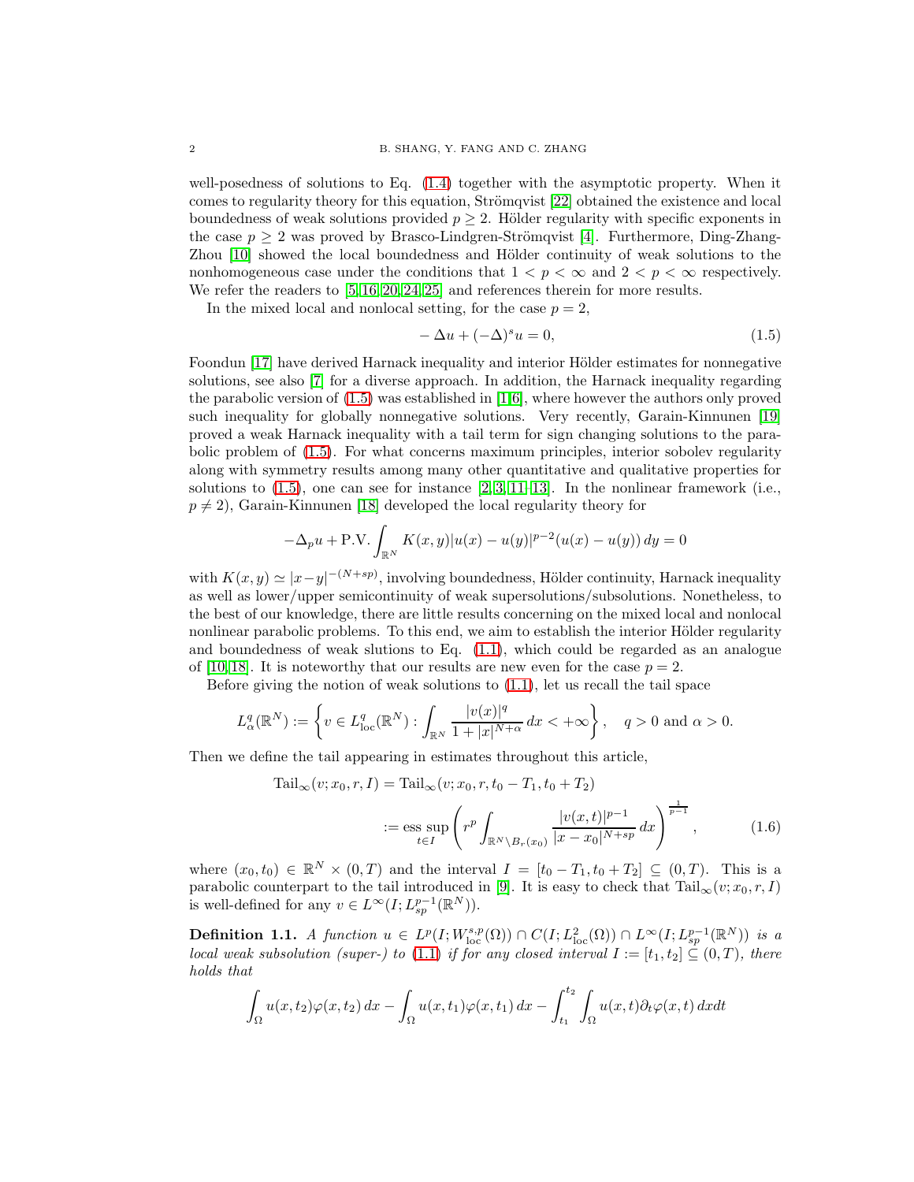well-posedness of solutions to Eq. (1.4) together with the asymptotic property. When it comes to regularity theory for this equation, Strömqvist [22] obtained the existence and local boundedness of weak solutions provided $p \geq 2$. Hölder regularity with specific exponents in the case $p \geq 2$ was proved by Brasco-Lindgren-Strömqvist [4]. Furthermore, Ding-Zhang-Zhou [10] showed the local boundedness and Hölder continuity of weak solutions to the nonhomogeneous case under the conditions that $1 < p < \infty$ and $2 < p < \infty$ respectively. We refer the readers to [5,16,20,24,25] and references therein for more results.

In the mixed local and nonlocal setting, for the case $p = 2$,

$$- \Delta u + (-\Delta)^s u = 0, \tag{1.5}$$

Foondun [17] have derived Harnack inequality and interior Hölder estimates for nonnegative solutions, see also [7] for a diverse approach. In addition, the Harnack inequality regarding the parabolic version of (1.5) was established in [1,6], where however the authors only proved such inequality for globally nonnegative solutions. Very recently, Garain-Kinnunen [19] proved a weak Harnack inequality with a tail term for sign changing solutions to the parabolic problem of (1.5). For what concerns maximum principles, interior sobolev regularity along with symmetry results among many other quantitative and qualitative properties for solutions to (1.5), one can see for instance [2,3,11–13]. In the nonlinear framework (i.e., $p \neq 2$), Garain-Kinnunen [18] developed the local regularity theory for

$$-\Delta_p u + \mathrm{P.V.} \int_{\mathbb{R}^N} K(x,y)|u(x) - u(y)|^{p-2}(u(x) - u(y))\, dy = 0$$

with $K(x,y) \simeq |x-y|^{-(N+sp)}$, involving boundedness, Hölder continuity, Harnack inequality as well as lower/upper semicontinuity of weak supersolutions/subsolutions. Nonetheless, to the best of our knowledge, there are little results concerning on the mixed local and nonlocal nonlinear parabolic problems. To this end, we aim to establish the interior Hölder regularity and boundedness of weak slutions to Eq. (1.1), which could be regarded as an analogue of [10,18]. It is noteworthy that our results are new even for the case $p = 2$.

Before giving the notion of weak solutions to (1.1), let us recall the tail space

$$L^q_\alpha(\mathbb{R}^N) := \left\{ v \in L^q_{\mathrm{loc}}(\mathbb{R}^N) : \int_{\mathbb{R}^N} \frac{|v(x)|^q}{1 + |x|^{N+\alpha}}\, dx < +\infty \right\}, \quad q > 0 \text{ and } \alpha > 0.$$

Then we define the tail appearing in estimates throughout this article,

$$\begin{aligned} \mathrm{Tail}_\infty(v; x_0, r, I) &= \mathrm{Tail}_\infty(v; x_0, r, t_0 - T_1, t_0 + T_2) \\ &:= \operatorname*{ess\,sup}_{t \in I} \left( r^p \int_{\mathbb{R}^N \setminus B_r(x_0)} \frac{|v(x,t)|^{p-1}}{|x - x_0|^{N+sp}}\, dx \right)^{\frac{1}{p-1}}, \end{aligned} \tag{1.6}$$

where $(x_0, t_0) \in \mathbb{R}^N \times (0, T)$ and the interval $I = [t_0 - T_1, t_0 + T_2] \subseteq (0, T)$. This is a parabolic counterpart to the tail introduced in [9]. It is easy to check that $\mathrm{Tail}_\infty(v; x_0, r, I)$ is well-defined for any $v \in L^\infty(I; L^{p-1}_{sp}(\mathbb{R}^N))$.

**Definition 1.1.** *A function $u \in L^p(I; W^{s,p}_{\mathrm{loc}}(\Omega)) \cap C(I; L^2_{\mathrm{loc}}(\Omega)) \cap L^\infty(I; L^{p-1}_{sp}(\mathbb{R}^N))$ is a local weak subsolution (super-) to (1.1) if for any closed interval $I := [t_1, t_2] \subseteq (0, T)$, there holds that*

$$\int_\Omega u(x, t_2)\varphi(x, t_2)\, dx - \int_\Omega u(x, t_1)\varphi(x, t_1)\, dx - \int_{t_1}^{t_2} \int_\Omega u(x,t)\partial_t \varphi(x,t)\, dxdt$$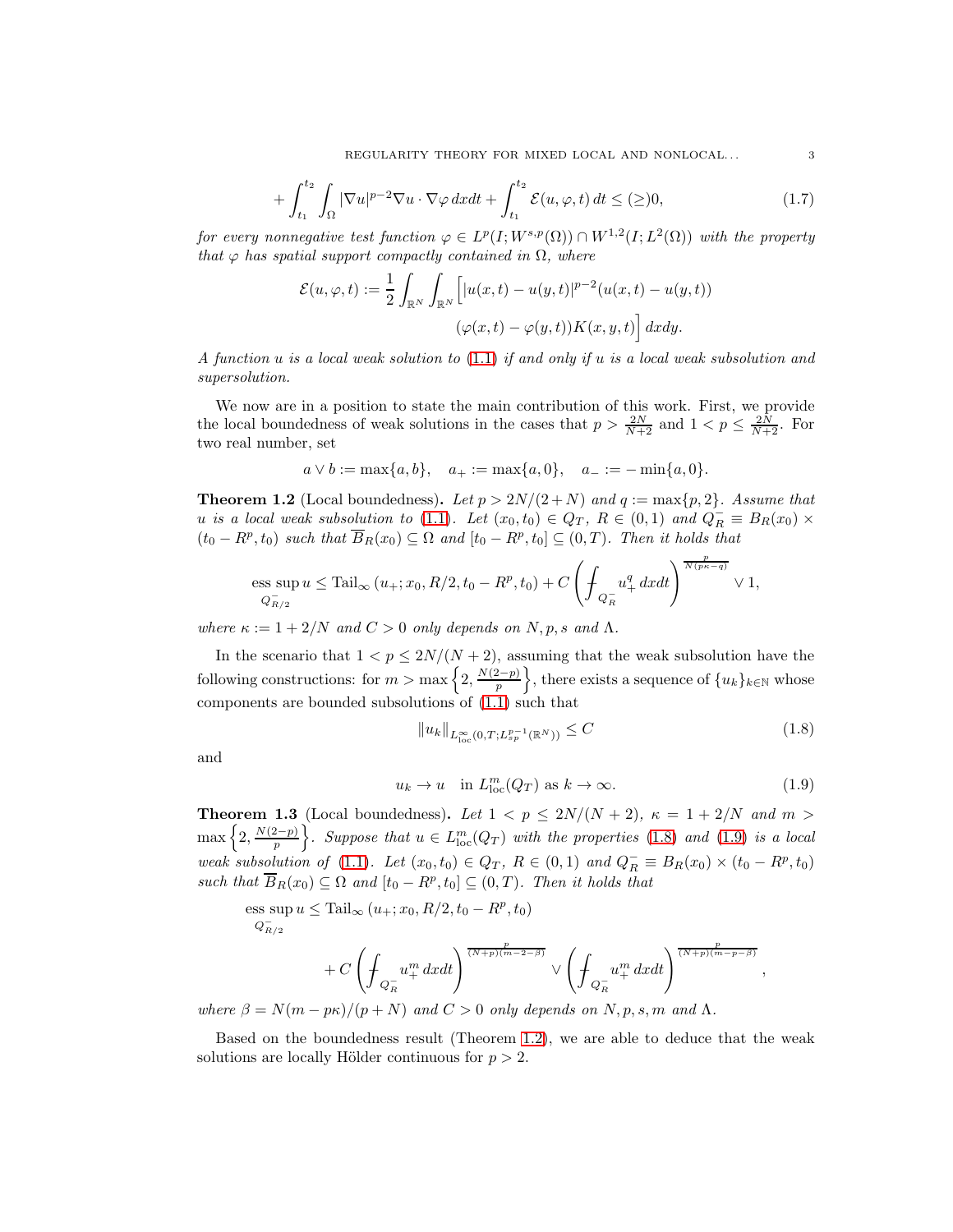$$+\int_{t_1}^{t_2}\int_\Omega |\nabla u|^{p-2}\nabla u\cdot\nabla\varphi\,dxdt+\int_{t_1}^{t_2}\mathcal{E}(u,\varphi,t)\,dt\le(\ge)0, \tag{1.7}$$

*for every nonnegative test function* $\varphi\in L^p(I;W^{s,p}(\Omega))\cap W^{1,2}(I;L^2(\Omega))$ *with the property that* $\varphi$ *has spatial support compactly contained in* $\Omega$*, where*

$$\mathcal{E}(u,\varphi,t):=\frac{1}{2}\int_{\mathbb{R}^N}\int_{\mathbb{R}^N}\Big[|u(x,t)-u(y,t)|^{p-2}(u(x,t)-u(y,t))$$
$$(\varphi(x,t)-\varphi(y,t))K(x,y,t)\Big]\,dxdy.$$

*A function* $u$ *is a local weak solution to* (1.1) *if and only if* $u$ *is a local weak subsolution and supersolution.*

We now are in a position to state the main contribution of this work. First, we provide the local boundedness of weak solutions in the cases that $p>\frac{2N}{N+2}$ and $1<p\le\frac{2N}{N+2}$. For two real number, set

$$a\vee b:=\max\{a,b\},\quad a_+:=\max\{a,0\},\quad a_-:=-\min\{a,0\}.$$

**Theorem 1.2** (Local boundedness)**.** *Let* $p>2N/(2+N)$ *and* $q:=\max\{p,2\}$*. Assume that* $u$ *is a local weak subsolution to* (1.1)*. Let* $(x_0,t_0)\in Q_T$*,* $R\in(0,1)$ *and* $Q_R^-\equiv B_R(x_0)\times(t_0-R^p,t_0)$ *such that* $\overline{B}_R(x_0)\subseteq\Omega$ *and* $[t_0-R^p,t_0]\subseteq(0,T)$*. Then it holds that*

$$\operatorname*{ess\,sup}_{Q^-_{R/2}} u\le \mathrm{Tail}_\infty\left(u_+;x_0,R/2,t_0-R^p,t_0\right)+C\left(\fint_{Q_R^-}u_+^q\,dxdt\right)^{\frac{p}{N(p\kappa-q)}}\vee 1,$$

*where* $\kappa:=1+2/N$ *and* $C>0$ *only depends on* $N,p,s$ *and* $\Lambda$*.*

In the scenario that $1<p\le 2N/(N+2)$, assuming that the weak subsolution have the following constructions: for $m>\max\left\{2,\frac{N(2-p)}{p}\right\}$, there exists a sequence of $\{u_k\}_{k\in\mathbb{N}}$ whose components are bounded subsolutions of (1.1) such that

$$\|u_k\|_{L^\infty_{\rm loc}(0,T;L^{p-1}_{sp}(\mathbb{R}^N))}\le C \tag{1.8}$$

and

$$u_k\to u\quad\text{in } L^m_{\rm loc}(Q_T)\text{ as }k\to\infty. \tag{1.9}$$

**Theorem 1.3** (Local boundedness)**.** *Let* $1<p\le 2N/(N+2)$*,* $\kappa=1+2/N$ *and* $m>\max\left\{2,\frac{N(2-p)}{p}\right\}$*. Suppose that* $u\in L^m_{\rm loc}(Q_T)$ *with the properties* (1.8) *and* (1.9) *is a local weak subsolution of* (1.1)*. Let* $(x_0,t_0)\in Q_T$*,* $R\in(0,1)$ *and* $Q_R^-\equiv B_R(x_0)\times(t_0-R^p,t_0)$ *such that* $\overline{B}_R(x_0)\subseteq\Omega$ *and* $[t_0-R^p,t_0]\subseteq(0,T)$*. Then it holds that*

$$\operatorname*{ess\,sup}_{Q^-_{R/2}} u\le \mathrm{Tail}_\infty\left(u_+;x_0,R/2,t_0-R^p,t_0\right)$$
$$+C\left(\fint_{Q_R^-}u_+^m\,dxdt\right)^{\frac{p}{(N+p)(m-2-\beta)}}\vee\left(\fint_{Q_R^-}u_+^m\,dxdt\right)^{\frac{p}{(N+p)(m-p-\beta)}},$$

*where* $\beta=N(m-p\kappa)/(p+N)$ *and* $C>0$ *only depends on* $N,p,s,m$ *and* $\Lambda$*.*

Based on the boundedness result (Theorem 1.2), we are able to deduce that the weak solutions are locally Hölder continuous for $p>2$.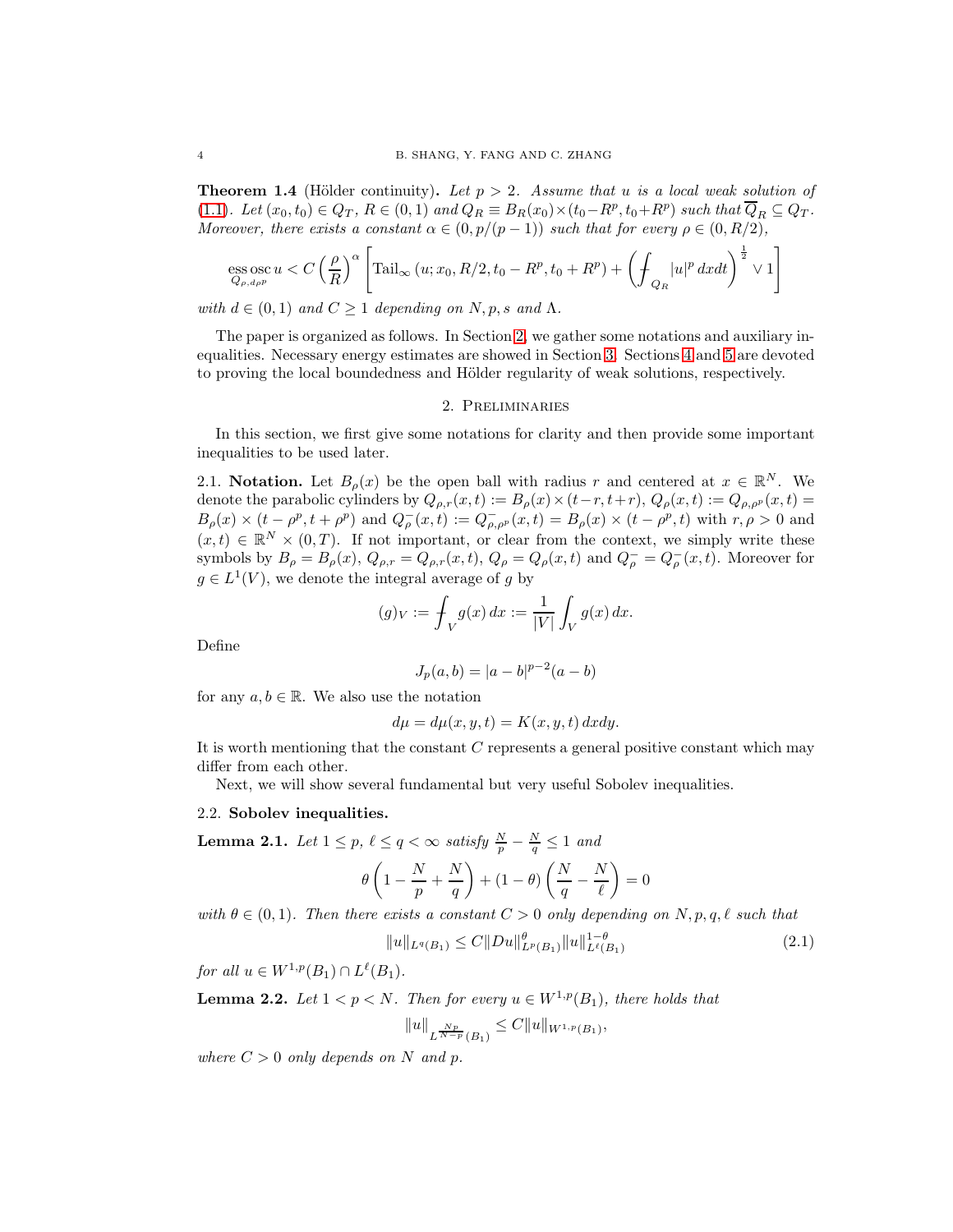**Theorem 1.4** (Hölder continuity)**.** *Let $p > 2$. Assume that $u$ is a local weak solution of* (1.1)*. Let $(x_0, t_0) \in Q_T$, $R \in (0, 1)$ and $Q_R \equiv B_R(x_0) \times (t_0 - R^p, t_0 + R^p)$ such that $\overline{Q}_R \subseteq Q_T$. Moreover, there exists a constant $\alpha \in (0, p/(p-1))$ such that for every $\rho \in (0, R/2)$,*

$$\operatorname*{ess\,osc}_{Q_{\rho,d\rho^p}} u < C\left(\frac{\rho}{R}\right)^{\alpha}\left[\mathrm{Tail}_{\infty}\left(u; x_0, R/2, t_0 - R^p, t_0 + R^p\right) + \left(\fint_{Q_R} |u|^p \, dxdt\right)^{\frac{1}{2}} \vee 1\right]$$

*with $d \in (0, 1)$ and $C \geq 1$ depending on $N, p, s$ and $\Lambda$.*

The paper is organized as follows. In Section 2, we gather some notations and auxiliary inequalities. Necessary energy estimates are showed in Section 3. Sections 4 and 5 are devoted to proving the local boundedness and Hölder regularity of weak solutions, respectively.

## 2. Preliminaries

In this section, we first give some notations for clarity and then provide some important inequalities to be used later.

2.1. **Notation.** Let $B_\rho(x)$ be the open ball with radius $r$ and centered at $x \in \mathbb{R}^N$. We denote the parabolic cylinders by $Q_{\rho,r}(x,t) := B_\rho(x) \times (t - r, t + r)$, $Q_\rho(x,t) := Q_{\rho,\rho^p}(x,t) = B_\rho(x) \times (t - \rho^p, t + \rho^p)$ and $Q_\rho^-(x,t) := Q_{\rho,\rho^p}^-(x,t) = B_\rho(x) \times (t - \rho^p, t)$ with $r, \rho > 0$ and $(x,t) \in \mathbb{R}^N \times (0, T)$. If not important, or clear from the context, we simply write these symbols by $B_\rho = B_\rho(x)$, $Q_{\rho,r} = Q_{\rho,r}(x,t)$, $Q_\rho = Q_\rho(x,t)$ and $Q_\rho^- = Q_\rho^-(x,t)$. Moreover for $g \in L^1(V)$, we denote the integral average of $g$ by

$$(g)_V := \fint_V g(x)\, dx := \frac{1}{|V|}\int_V g(x)\, dx.$$

Define

$$J_p(a, b) = |a - b|^{p-2}(a - b)$$

for any $a, b \in \mathbb{R}$. We also use the notation

$$d\mu = d\mu(x, y, t) = K(x, y, t)\, dxdy.$$

It is worth mentioning that the constant $C$ represents a general positive constant which may differ from each other.

Next, we will show several fundamental but very useful Sobolev inequalities.

2.2. **Sobolev inequalities.**

**Lemma 2.1.** *Let $1 \leq p$, $\ell \leq q < \infty$ satisfy $\frac{N}{p} - \frac{N}{q} \leq 1$ and*

$$\theta\left(1 - \frac{N}{p} + \frac{N}{q}\right) + (1 - \theta)\left(\frac{N}{q} - \frac{N}{\ell}\right) = 0$$

*with $\theta \in (0, 1)$. Then there exists a constant $C > 0$ only depending on $N, p, q, \ell$ such that*

$$\|u\|_{L^q(B_1)} \leq C\|Du\|_{L^p(B_1)}^{\theta}\|u\|_{L^\ell(B_1)}^{1-\theta} \tag{2.1}$$

*for all $u \in W^{1,p}(B_1) \cap L^\ell(B_1)$.*

**Lemma 2.2.** *Let $1 < p < N$. Then for every $u \in W^{1,p}(B_1)$, there holds that*

$$\|u\|_{L^{\frac{Np}{N-p}}(B_1)} \leq C\|u\|_{W^{1,p}(B_1)},$$

*where $C > 0$ only depends on $N$ and $p$.*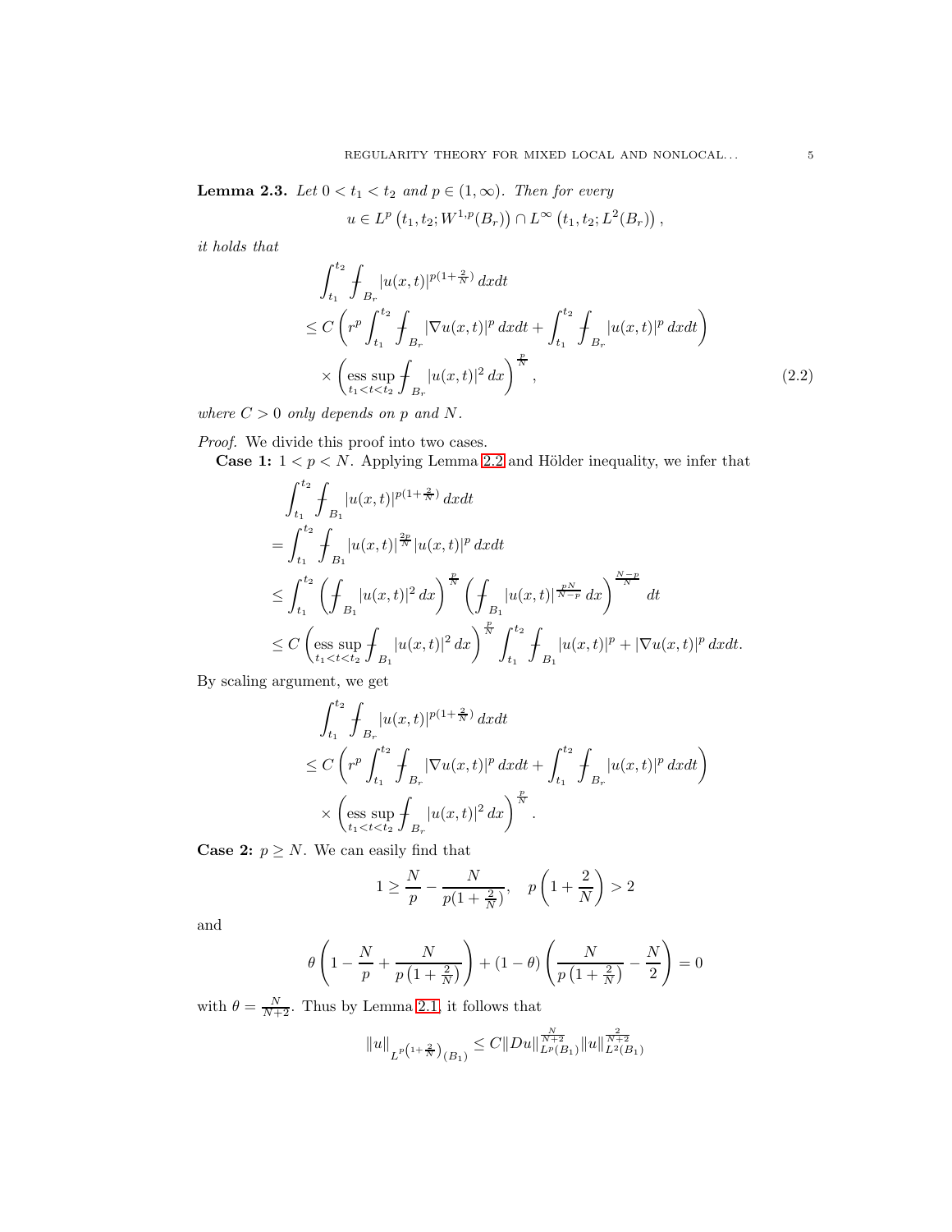**Lemma 2.3.** *Let $0 < t_1 < t_2$ and $p \in (1, \infty)$. Then for every*

$$u \in L^p\left(t_1, t_2; W^{1,p}(B_r)\right) \cap L^\infty\left(t_1, t_2; L^2(B_r)\right),$$

*it holds that*

$$\begin{aligned}
&\int_{t_1}^{t_2} \fint_{B_r} |u(x,t)|^{p(1+\frac{2}{N})}\,dxdt \\
&\le C\left(r^p \int_{t_1}^{t_2} \fint_{B_r} |\nabla u(x,t)|^p\,dxdt + \int_{t_1}^{t_2} \fint_{B_r} |u(x,t)|^p\,dxdt\right) \\
&\quad \times \left(\operatorname*{ess\,sup}_{t_1<t<t_2} \fint_{B_r} |u(x,t)|^2\,dx\right)^{\frac{p}{N}}, \qquad (2.2)
\end{aligned}$$

*where $C > 0$ only depends on $p$ and $N$.*

*Proof.* We divide this proof into two cases.

**Case 1:** $1 < p < N$. Applying Lemma 2.2 and Hölder inequality, we infer that

$$\begin{aligned}
&\int_{t_1}^{t_2} \fint_{B_1} |u(x,t)|^{p(1+\frac{2}{N})}\,dxdt \\
&= \int_{t_1}^{t_2} \fint_{B_1} |u(x,t)|^{\frac{2p}{N}} |u(x,t)|^p\,dxdt \\
&\le \int_{t_1}^{t_2} \left(\fint_{B_1} |u(x,t)|^2\,dx\right)^{\frac{p}{N}} \left(\fint_{B_1} |u(x,t)|^{\frac{pN}{N-p}}\,dx\right)^{\frac{N-p}{N}}\,dt \\
&\le C\left(\operatorname*{ess\,sup}_{t_1<t<t_2} \fint_{B_1} |u(x,t)|^2\,dx\right)^{\frac{p}{N}} \int_{t_1}^{t_2} \fint_{B_1} |u(x,t)|^p + |\nabla u(x,t)|^p\,dxdt.
\end{aligned}$$

By scaling argument, we get

$$\begin{aligned}
&\int_{t_1}^{t_2} \fint_{B_r} |u(x,t)|^{p(1+\frac{2}{N})}\,dxdt \\
&\le C\left(r^p \int_{t_1}^{t_2} \fint_{B_r} |\nabla u(x,t)|^p\,dxdt + \int_{t_1}^{t_2} \fint_{B_r} |u(x,t)|^p\,dxdt\right) \\
&\quad \times \left(\operatorname*{ess\,sup}_{t_1<t<t_2} \fint_{B_r} |u(x,t)|^2\,dx\right)^{\frac{p}{N}}.
\end{aligned}$$

**Case 2:** $p \ge N$. We can easily find that

$$1 \ge \frac{N}{p} - \frac{N}{p(1+\frac{2}{N})}, \quad p\left(1 + \frac{2}{N}\right) > 2$$

and

$$\theta\left(1 - \frac{N}{p} + \frac{N}{p\left(1+\frac{2}{N}\right)}\right) + (1-\theta)\left(\frac{N}{p\left(1+\frac{2}{N}\right)} - \frac{N}{2}\right) = 0$$

with $\theta = \frac{N}{N+2}$. Thus by Lemma 2.1, it follows that

$$\|u\|_{L^{p\left(1+\frac{2}{N}\right)}(B_1)} \le C\|Du\|_{L^p(B_1)}^{\frac{N}{N+2}} \|u\|_{L^2(B_1)}^{\frac{2}{N+2}}$$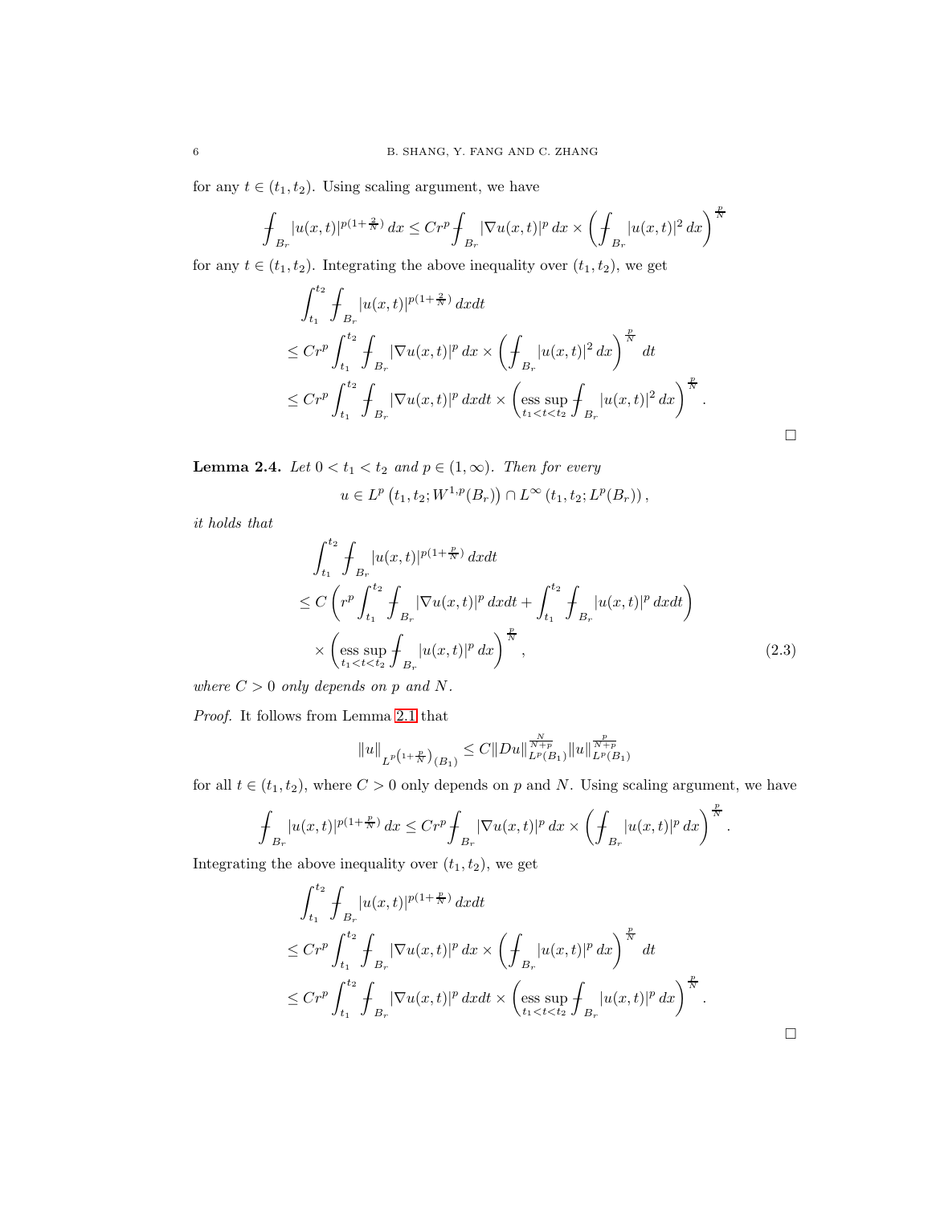for any $t \in (t_1, t_2)$. Using scaling argument, we have

$$\fint_{B_r} |u(x,t)|^{p(1+\frac{2}{N})}\,dx \le Cr^p \fint_{B_r} |\nabla u(x,t)|^p\,dx \times \left( \fint_{B_r} |u(x,t)|^2\,dx \right)^{\frac{p}{N}}$$

for any $t \in (t_1, t_2)$. Integrating the above inequality over $(t_1, t_2)$, we get

$$\begin{aligned}
&\int_{t_1}^{t_2} \fint_{B_r} |u(x,t)|^{p(1+\frac{2}{N})}\,dxdt \\
&\le Cr^p \int_{t_1}^{t_2} \fint_{B_r} |\nabla u(x,t)|^p\,dx \times \left( \fint_{B_r} |u(x,t)|^2\,dx \right)^{\frac{p}{N}}\,dt \\
&\le Cr^p \int_{t_1}^{t_2} \fint_{B_r} |\nabla u(x,t)|^p\,dxdt \times \left( \operatorname*{ess\,sup}_{t_1<t<t_2} \fint_{B_r} |u(x,t)|^2\,dx \right)^{\frac{p}{N}}.
\end{aligned}$$

□

**Lemma 2.4.** *Let $0 < t_1 < t_2$ and $p \in (1, \infty)$. Then for every*

$$u \in L^p\left(t_1, t_2; W^{1,p}(B_r)\right) \cap L^\infty\left(t_1, t_2; L^p(B_r)\right),$$

*it holds that*

$$\begin{aligned}
&\int_{t_1}^{t_2} \fint_{B_r} |u(x,t)|^{p(1+\frac{p}{N})}\,dxdt \\
&\le C\left( r^p \int_{t_1}^{t_2} \fint_{B_r} |\nabla u(x,t)|^p\,dxdt + \int_{t_1}^{t_2} \fint_{B_r} |u(x,t)|^p\,dxdt \right) \\
&\quad \times \left( \operatorname*{ess\,sup}_{t_1<t<t_2} \fint_{B_r} |u(x,t)|^p\,dx \right)^{\frac{p}{N}},
\end{aligned} \tag{2.3}$$

*where $C > 0$ only depends on $p$ and $N$.*

*Proof.* It follows from Lemma 2.1 that

$$\|u\|_{L^{p\left(1+\frac{p}{N}\right)}(B_1)} \le C\|Du\|_{L^p(B_1)}^{\frac{N}{N+p}} \|u\|_{L^p(B_1)}^{\frac{p}{N+p}}$$

for all $t \in (t_1, t_2)$, where $C > 0$ only depends on $p$ and $N$. Using scaling argument, we have

$$\fint_{B_r} |u(x,t)|^{p(1+\frac{p}{N})}\,dx \le Cr^p \fint_{B_r} |\nabla u(x,t)|^p\,dx \times \left( \fint_{B_r} |u(x,t)|^p\,dx \right)^{\frac{p}{N}}.$$

Integrating the above inequality over $(t_1, t_2)$, we get

$$\begin{aligned}
&\int_{t_1}^{t_2} \fint_{B_r} |u(x,t)|^{p(1+\frac{p}{N})}\,dxdt \\
&\le Cr^p \int_{t_1}^{t_2} \fint_{B_r} |\nabla u(x,t)|^p\,dx \left( \fint_{B_r} |u(x,t)|^p\,dx \right)^{\frac{p}{N}}\,dt \\
&\le Cr^p \int_{t_1}^{t_2} \fint_{B_r} |\nabla u(x,t)|^p\,dxdt \times \left( \operatorname*{ess\,sup}_{t_1<t<t_2} \fint_{B_r} |u(x,t)|^p\,dx \right)^{\frac{p}{N}}.
\end{aligned}$$

□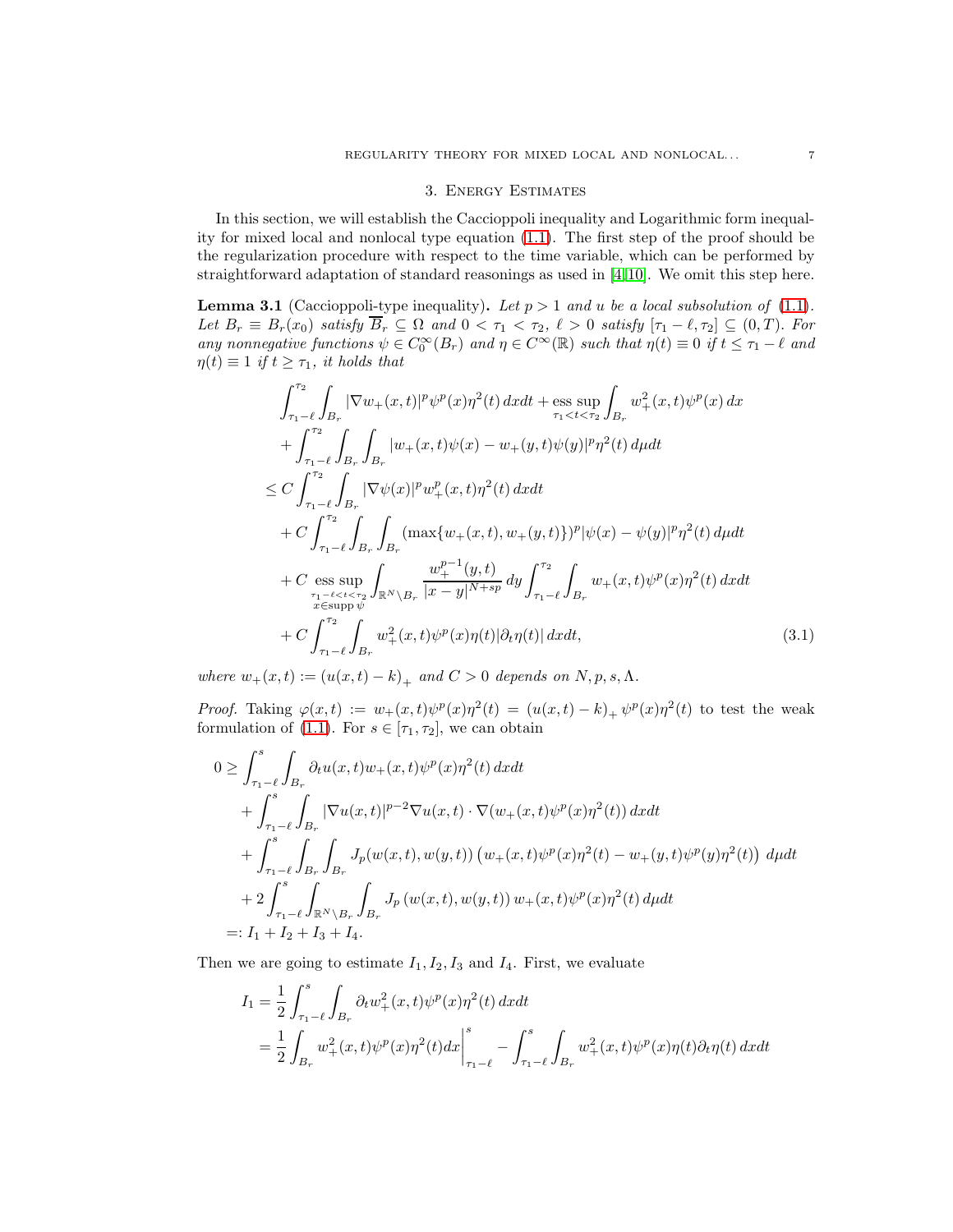## 3. Energy Estimates

In this section, we will establish the Caccioppoli inequality and Logarithmic form inequality for mixed local and nonlocal type equation (1.1). The first step of the proof should be the regularization procedure with respect to the time variable, which can be performed by straightforward adaptation of standard reasonings as used in [4,10]. We omit this step here.

**Lemma 3.1** (Caccioppoli-type inequality)**.** *Let $p > 1$ and $u$ be a local subsolution of (1.1). Let $B_r \equiv B_r(x_0)$ satisfy $\overline{B}_r \subseteq \Omega$ and $0 < \tau_1 < \tau_2$, $\ell > 0$ satisfy $[\tau_1 - \ell, \tau_2] \subseteq (0, T)$. For any nonnegative functions $\psi \in C_0^\infty(B_r)$ and $\eta \in C^\infty(\mathbb{R})$ such that $\eta(t) \equiv 0$ if $t \leq \tau_1 - \ell$ and $\eta(t) \equiv 1$ if $t \geq \tau_1$, it holds that*

$$
\begin{aligned}
&\int_{\tau_1-\ell}^{\tau_2} \int_{B_r} |\nabla w_+(x,t)|^p \psi^p(x) \eta^2(t)\, dxdt + \operatorname*{ess\,sup}_{\tau_1 < t < \tau_2} \int_{B_r} w_+^2(x,t)\psi^p(x)\, dx \\
&\quad + \int_{\tau_1-\ell}^{\tau_2} \int_{B_r} \int_{B_r} |w_+(x,t)\psi(x) - w_+(y,t)\psi(y)|^p \eta^2(t)\, d\mu dt \\
&\leq C \int_{\tau_1-\ell}^{\tau_2} \int_{B_r} |\nabla \psi(x)|^p w_+^p(x,t) \eta^2(t)\, dxdt \\
&\quad + C \int_{\tau_1-\ell}^{\tau_2} \int_{B_r} \int_{B_r} (\max\{w_+(x,t), w_+(y,t)\})^p |\psi(x) - \psi(y)|^p \eta^2(t)\, d\mu dt \\
&\quad + C \operatorname*{ess\,sup}_{\substack{\tau_1-\ell<t<\tau_2 \\ x \in \operatorname{supp}\psi}} \int_{\mathbb{R}^N \setminus B_r} \frac{w_+^{p-1}(y,t)}{|x-y|^{N+sp}}\, dy \int_{\tau_1-\ell}^{\tau_2} \int_{B_r} w_+(x,t)\psi^p(x)\eta^2(t)\, dxdt \\
&\quad + C \int_{\tau_1-\ell}^{\tau_2} \int_{B_r} w_+^2(x,t)\psi^p(x)\eta(t)|\partial_t \eta(t)|\, dxdt, \qquad (3.1)
\end{aligned}
$$

*where $w_+(x,t) := (u(x,t) - k)_+$ and $C > 0$ depends on $N, p, s, \Lambda$.*

*Proof.* Taking $\varphi(x,t) := w_+(x,t)\psi^p(x)\eta^2(t) = (u(x,t) - k)_+ \psi^p(x)\eta^2(t)$ to test the weak formulation of (1.1). For $s \in [\tau_1, \tau_2]$, we can obtain

$$
\begin{aligned}
0 &\geq \int_{\tau_1-\ell}^{s} \int_{B_r} \partial_t u(x,t) w_+(x,t) \psi^p(x) \eta^2(t)\, dxdt \\
&\quad + \int_{\tau_1-\ell}^{s} \int_{B_r} |\nabla u(x,t)|^{p-2} \nabla u(x,t) \cdot \nabla (w_+(x,t)\psi^p(x)\eta^2(t))\, dxdt \\
&\quad + \int_{\tau_1-\ell}^{s} \int_{B_r} \int_{B_r} J_p(w(x,t), w(y,t)) \left( w_+(x,t)\psi^p(x)\eta^2(t) - w_+(y,t)\psi^p(y)\eta^2(t) \right) d\mu dt \\
&\quad + 2 \int_{\tau_1-\ell}^{s} \int_{\mathbb{R}^N \setminus B_r} \int_{B_r} J_p\left(w(x,t), w(y,t)\right) w_+(x,t)\psi^p(x)\eta^2(t)\, d\mu dt \\
&=: I_1 + I_2 + I_3 + I_4.
\end{aligned}
$$

Then we are going to estimate $I_1, I_2, I_3$ and $I_4$. First, we evaluate

$$
\begin{aligned}
I_1 &= \frac{1}{2} \int_{\tau_1-\ell}^{s} \int_{B_r} \partial_t w_+^2(x,t) \psi^p(x) \eta^2(t)\, dxdt \\
&= \frac{1}{2} \int_{B_r} w_+^2(x,t)\psi^p(x)\eta^2(t) dx \bigg|_{\tau_1-\ell}^{s} - \int_{\tau_1-\ell}^{s} \int_{B_r} w_+^2(x,t)\psi^p(x)\eta(t)\partial_t \eta(t)\, dxdt
\end{aligned}
$$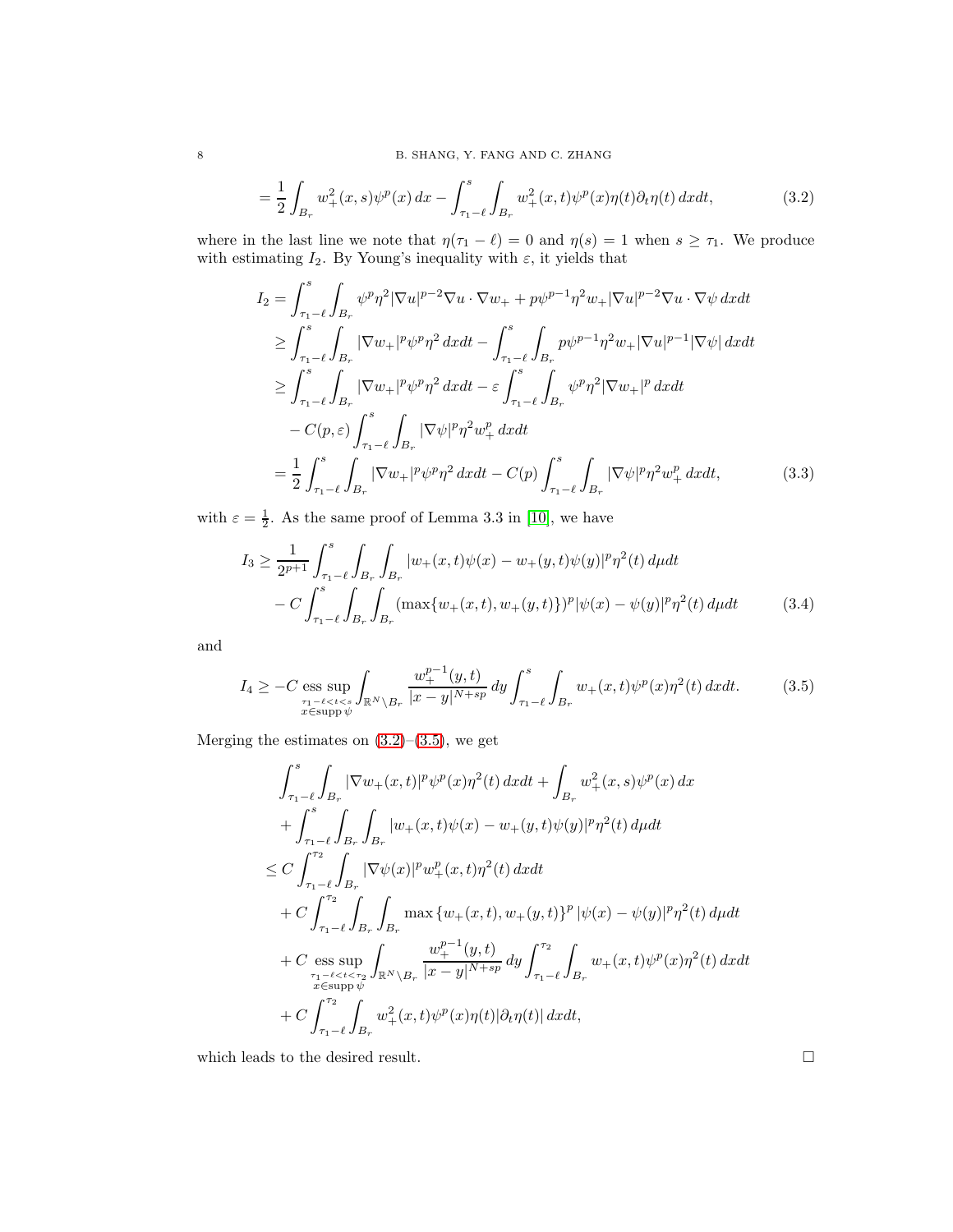$$
= \frac{1}{2}\int_{B_r} w_+^2(x,s)\psi^p(x)\,dx - \int_{\tau_1-\ell}^{s}\int_{B_r} w_+^2(x,t)\psi^p(x)\eta(t)\partial_t\eta(t)\,dxdt, \tag{3.2}
$$

where in the last line we note that $\eta(\tau_1-\ell)=0$ and $\eta(s)=1$ when $s\geq\tau_1$. We produce with estimating $I_2$. By Young's inequality with $\varepsilon$, it yields that

$$
\begin{aligned}
I_2 &= \int_{\tau_1-\ell}^{s}\int_{B_r} \psi^p\eta^2|\nabla u|^{p-2}\nabla u\cdot\nabla w_+ + p\psi^{p-1}\eta^2 w_+|\nabla u|^{p-2}\nabla u\cdot\nabla\psi\,dxdt \\
&\geq \int_{\tau_1-\ell}^{s}\int_{B_r} |\nabla w_+|^p\psi^p\eta^2\,dxdt - \int_{\tau_1-\ell}^{s}\int_{B_r} p\psi^{p-1}\eta^2 w_+|\nabla u|^{p-1}|\nabla\psi|\,dxdt \\
&\geq \int_{\tau_1-\ell}^{s}\int_{B_r} |\nabla w_+|^p\psi^p\eta^2\,dxdt - \varepsilon\int_{\tau_1-\ell}^{s}\int_{B_r} \psi^p\eta^2|\nabla w_+|^p\,dxdt \\
&\quad - C(p,\varepsilon)\int_{\tau_1-\ell}^{s}\int_{B_r} |\nabla\psi|^p\eta^2 w_+^p\,dxdt \\
&= \frac{1}{2}\int_{\tau_1-\ell}^{s}\int_{B_r} |\nabla w_+|^p\psi^p\eta^2\,dxdt - C(p)\int_{\tau_1-\ell}^{s}\int_{B_r} |\nabla\psi|^p\eta^2 w_+^p\,dxdt,
\end{aligned} \tag{3.3}
$$

with $\varepsilon=\frac{1}{2}$. As the same proof of Lemma 3.3 in [10], we have

$$
\begin{aligned}
I_3 &\geq \frac{1}{2^{p+1}}\int_{\tau_1-\ell}^{s}\int_{B_r}\int_{B_r} |w_+(x,t)\psi(x)-w_+(y,t)\psi(y)|^p\eta^2(t)\,d\mu dt \\
&\quad - C\int_{\tau_1-\ell}^{s}\int_{B_r}\int_{B_r} (\max\{w_+(x,t),w_+(y,t)\})^p|\psi(x)-\psi(y)|^p\eta^2(t)\,d\mu dt
\end{aligned} \tag{3.4}
$$

and

$$
I_4 \geq -C \operatorname*{ess\,sup}_{\substack{\tau_1-\ell<t<s \\ x\in\operatorname{supp}\psi}} \int_{\mathbb{R}^N\setminus B_r} \frac{w_+^{p-1}(y,t)}{|x-y|^{N+sp}}\,dy \int_{\tau_1-\ell}^{s}\int_{B_r} w_+(x,t)\psi^p(x)\eta^2(t)\,dxdt. \tag{3.5}
$$

Merging the estimates on (3.2)–(3.5), we get

$$
\begin{aligned}
&\int_{\tau_1-\ell}^{s}\int_{B_r} |\nabla w_+(x,t)|^p\psi^p(x)\eta^2(t)\,dxdt + \int_{B_r} w_+^2(x,s)\psi^p(x)\,dx \\
&\quad + \int_{\tau_1-\ell}^{s}\int_{B_r}\int_{B_r} |w_+(x,t)\psi(x)-w_+(y,t)\psi(y)|^p\eta^2(t)\,d\mu dt \\
&\leq C\int_{\tau_1-\ell}^{\tau_2}\int_{B_r} |\nabla\psi(x)|^p w_+^p(x,t)\eta^2(t)\,dxdt \\
&\quad + C\int_{\tau_1-\ell}^{\tau_2}\int_{B_r}\int_{B_r} \max\{w_+(x,t),w_+(y,t)\}^p\,|\psi(x)-\psi(y)|^p\eta^2(t)\,d\mu dt \\
&\quad + C \operatorname*{ess\,sup}_{\substack{\tau_1-\ell<t<\tau_2 \\ x\in\operatorname{supp}\psi}} \int_{\mathbb{R}^N\setminus B_r} \frac{w_+^{p-1}(y,t)}{|x-y|^{N+sp}}\,dy \int_{\tau_1-\ell}^{\tau_2}\int_{B_r} w_+(x,t)\psi^p(x)\eta^2(t)\,dxdt \\
&\quad + C\int_{\tau_1-\ell}^{\tau_2}\int_{B_r} w_+^2(x,t)\psi^p(x)\eta(t)|\partial_t\eta(t)|\,dxdt,
\end{aligned}
$$

which leads to the desired result. □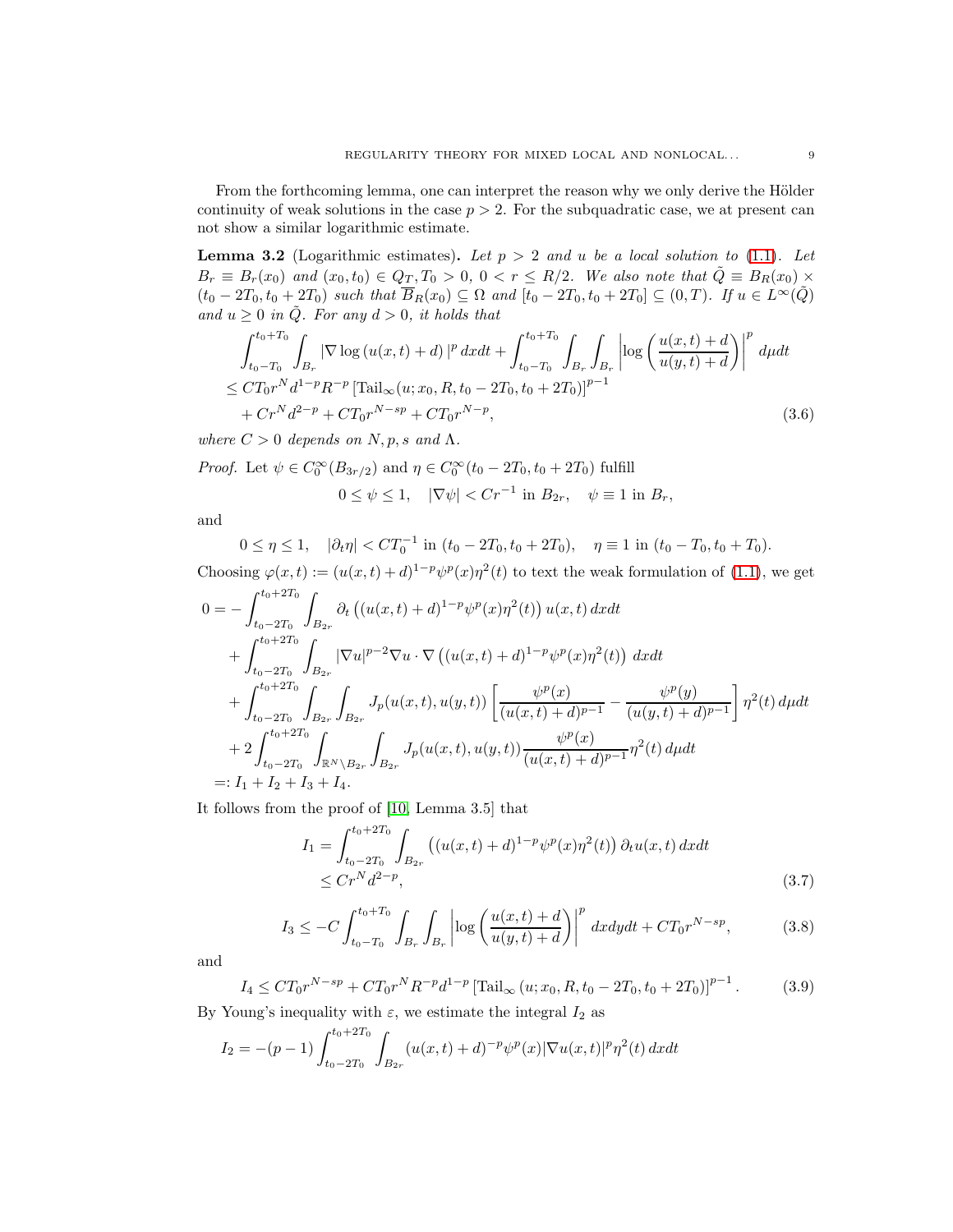From the forthcoming lemma, one can interpret the reason why we only derive the Hölder continuity of weak solutions in the case $p > 2$. For the subquadratic case, we at present can not show a similar logarithmic estimate.

**Lemma 3.2** (Logarithmic estimates)**.** *Let $p > 2$ and $u$ be a local solution to (1.1). Let $B_r \equiv B_r(x_0)$ and $(x_0, t_0) \in Q_T, T_0 > 0$, $0 < r \le R/2$. We also note that $\tilde{Q} \equiv B_R(x_0) \times (t_0 - 2T_0, t_0 + 2T_0)$ such that $\overline{B}_R(x_0) \subseteq \Omega$ and $[t_0 - 2T_0, t_0 + 2T_0] \subseteq (0, T)$. If $u \in L^\infty(\tilde{Q})$ and $u \ge 0$ in $\tilde{Q}$. For any $d > 0$, it holds that*

$$
\begin{aligned}
&\int_{t_0-T_0}^{t_0+T_0} \int_{B_r} |\nabla \log (u(x,t) + d)|^p \, dxdt + \int_{t_0-T_0}^{t_0+T_0} \int_{B_r} \int_{B_r} \left| \log \left( \frac{u(x,t)+d}{u(y,t)+d} \right) \right|^p \, d\mu dt \\
&\le C T_0 r^N d^{1-p} R^{-p} \left[ \mathrm{Tail}_\infty(u; x_0, R, t_0 - 2T_0, t_0 + 2T_0) \right]^{p-1} \\
&\quad + C r^N d^{2-p} + C T_0 r^{N-sp} + C T_0 r^{N-p},
\end{aligned} \tag{3.6}
$$

*where $C > 0$ depends on $N, p, s$ and $\Lambda$.*

*Proof.* Let $\psi \in C_0^\infty(B_{3r/2})$ and $\eta \in C_0^\infty(t_0 - 2T_0, t_0 + 2T_0)$ fulfill

$$
0 \le \psi \le 1, \quad |\nabla \psi| < C r^{-1} \text{ in } B_{2r}, \quad \psi \equiv 1 \text{ in } B_r,
$$

and

$$
0 \le \eta \le 1, \quad |\partial_t \eta| < C T_0^{-1} \text{ in } (t_0 - 2T_0, t_0 + 2T_0), \quad \eta \equiv 1 \text{ in } (t_0 - T_0, t_0 + T_0).
$$

Choosing $\varphi(x,t) := (u(x,t)+d)^{1-p} \psi^p(x) \eta^2(t)$ to text the weak formulation of (1.1), we get

$$
\begin{aligned}
0 = &- \int_{t_0-2T_0}^{t_0+2T_0} \int_{B_{2r}} \partial_t \left( (u(x,t)+d)^{1-p} \psi^p(x) \eta^2(t) \right) u(x,t) \, dxdt \\
&+ \int_{t_0-2T_0}^{t_0+2T_0} \int_{B_{2r}} |\nabla u|^{p-2} \nabla u \cdot \nabla \left( (u(x,t)+d)^{1-p} \psi^p(x) \eta^2(t) \right) \, dxdt \\
&+ \int_{t_0-2T_0}^{t_0+2T_0} \int_{B_{2r}} \int_{B_{2r}} J_p(u(x,t), u(y,t)) \left[ \frac{\psi^p(x)}{(u(x,t)+d)^{p-1}} - \frac{\psi^p(y)}{(u(y,t)+d)^{p-1}} \right] \eta^2(t) \, d\mu dt \\
&+ 2 \int_{t_0-2T_0}^{t_0+2T_0} \int_{\mathbb{R}^N \setminus B_{2r}} \int_{B_{2r}} J_p(u(x,t), u(y,t)) \frac{\psi^p(x)}{(u(x,t)+d)^{p-1}} \eta^2(t) \, d\mu dt \\
=: &\, I_1 + I_2 + I_3 + I_4.
\end{aligned}
$$

It follows from the proof of [10, Lemma 3.5] that

$$
\begin{aligned}
I_1 &= \int_{t_0-2T_0}^{t_0+2T_0} \int_{B_{2r}} \left( (u(x,t)+d)^{1-p} \psi^p(x) \eta^2(t) \right) \partial_t u(x,t) \, dxdt \\
&\le C r^N d^{2-p},
\end{aligned} \tag{3.7}
$$

$$
I_3 \le -C \int_{t_0-T_0}^{t_0+T_0} \int_{B_r} \int_{B_r} \left| \log \left( \frac{u(x,t)+d}{u(y,t)+d} \right) \right|^p \, dxdydt + C T_0 r^{N-sp}, \tag{3.8}
$$

and

$$
I_4 \le C T_0 r^{N-sp} + C T_0 r^N R^{-p} d^{1-p} \left[ \mathrm{Tail}_\infty (u; x_0, R, t_0 - 2T_0, t_0 + 2T_0) \right]^{p-1}. \tag{3.9}
$$

By Young's inequality with $\varepsilon$, we estimate the integral $I_2$ as

$$
I_2 = -(p-1) \int_{t_0-2T_0}^{t_0+2T_0} \int_{B_{2r}} (u(x,t)+d)^{-p} \psi^p(x) |\nabla u(x,t)|^p \eta^2(t) \, dxdt
$$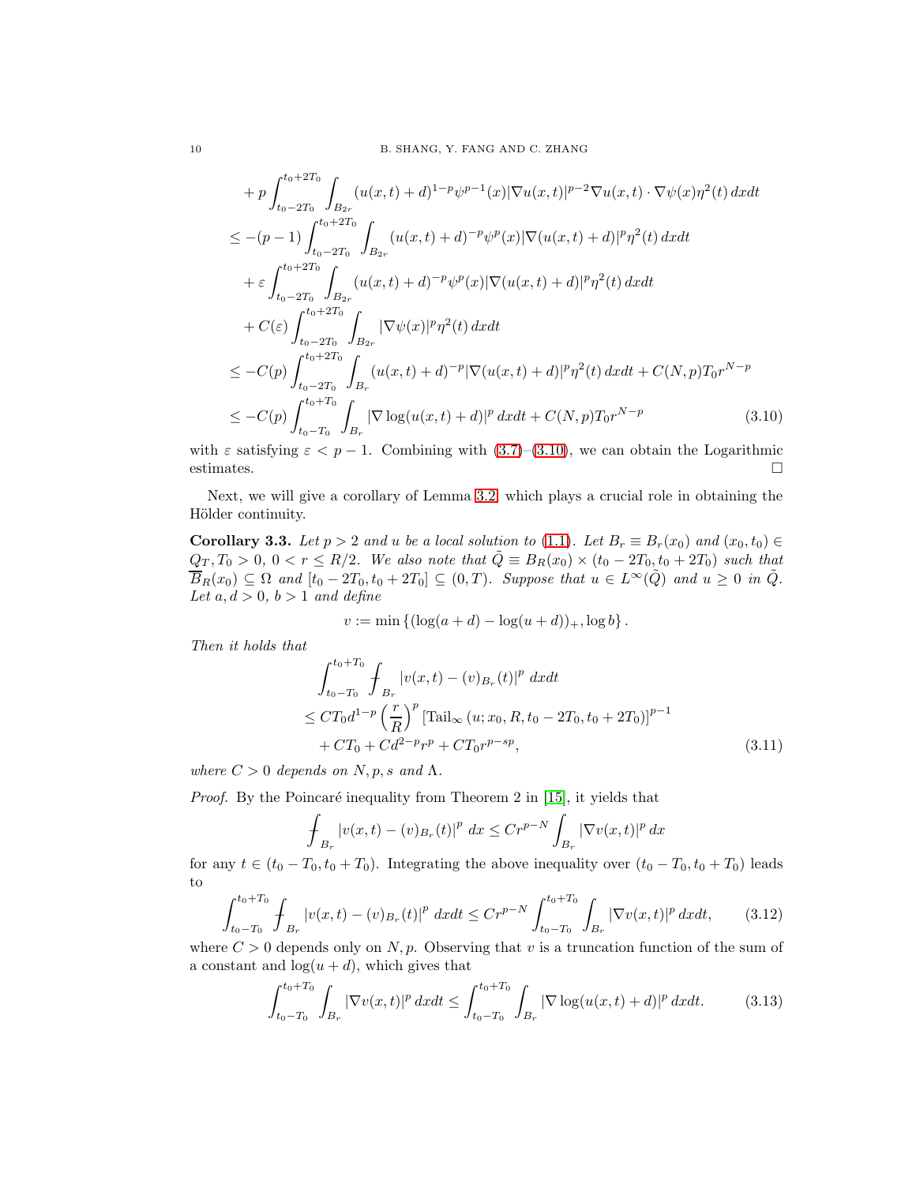$$
\begin{aligned}
&+ p\int_{t_0-2T_0}^{t_0+2T_0}\int_{B_{2r}} (u(x,t)+d)^{1-p}\psi^{p-1}(x)|\nabla u(x,t)|^{p-2}\nabla u(x,t)\cdot\nabla\psi(x)\eta^2(t)\,dxdt\\
&\le -(p-1)\int_{t_0-2T_0}^{t_0+2T_0}\int_{B_{2r}} (u(x,t)+d)^{-p}\psi^{p}(x)|\nabla(u(x,t)+d)|^{p}\eta^2(t)\,dxdt\\
&\quad+\varepsilon\int_{t_0-2T_0}^{t_0+2T_0}\int_{B_{2r}} (u(x,t)+d)^{-p}\psi^{p}(x)|\nabla(u(x,t)+d)|^{p}\eta^2(t)\,dxdt\\
&\quad+C(\varepsilon)\int_{t_0-2T_0}^{t_0+2T_0}\int_{B_{2r}} |\nabla\psi(x)|^{p}\eta^2(t)\,dxdt\\
&\le -C(p)\int_{t_0-2T_0}^{t_0+2T_0}\int_{B_{r}} (u(x,t)+d)^{-p}|\nabla(u(x,t)+d)|^{p}\eta^2(t)\,dxdt + C(N,p)T_0r^{N-p}\\
&\le -C(p)\int_{t_0-T_0}^{t_0+T_0}\int_{B_{r}} |\nabla\log(u(x,t)+d)|^{p}\,dxdt + C(N,p)T_0r^{N-p} \qquad (3.10)
\end{aligned}
$$

with $\varepsilon$ satisfying $\varepsilon < p-1$. Combining with (3.7)–(3.10), we can obtain the Logarithmic estimates. □

Next, we will give a corollary of Lemma 3.2 which plays a crucial role in obtaining the Hölder continuity.

**Corollary 3.3.** *Let $p>2$ and $u$ be a local solution to (1.1). Let $B_r \equiv B_r(x_0)$ and $(x_0,t_0)\in Q_T, T_0>0$, $0<r\le R/2$. We also note that $\tilde{Q}\equiv B_R(x_0)\times(t_0-2T_0,t_0+2T_0)$ such that $\overline{B}_R(x_0)\subseteq\Omega$ and $[t_0-2T_0,t_0+2T_0]\subseteq(0,T)$. Suppose that $u\in L^\infty(\tilde{Q})$ and $u\ge 0$ in $\tilde{Q}$. Let $a,d>0$, $b>1$ and define*

$$
v:=\min\left\{(\log(a+d)-\log(u+d))_+,\log b\right\}.
$$

*Then it holds that*

$$
\begin{aligned}
&\int_{t_0-T_0}^{t_0+T_0} ⨍_{B_r} |v(x,t)-(v)_{B_r}(t)|^p\;dxdt\\
&\le CT_0d^{1-p}\left(\frac{r}{R}\right)^p[\mathrm{Tail}_\infty(u;x_0,R,t_0-2T_0,t_0+2T_0)]^{p-1}\\
&\quad+CT_0+Cd^{2-p}r^p+CT_0r^{p-sp}, \qquad (3.11)
\end{aligned}
$$

*where $C>0$ depends on $N,p,s$ and $\Lambda$.*

*Proof.* By the Poincaré inequality from Theorem 2 in [15], it yields that

$$
⨍_{B_r} |v(x,t)-(v)_{B_r}(t)|^p\;dx \le Cr^{p-N}\int_{B_r}|\nabla v(x,t)|^p\,dx
$$

for any $t\in(t_0-T_0,t_0+T_0)$. Integrating the above inequality over $(t_0-T_0,t_0+T_0)$ leads to

$$
\int_{t_0-T_0}^{t_0+T_0} ⨍_{B_r} |v(x,t)-(v)_{B_r}(t)|^p\;dxdt \le Cr^{p-N}\int_{t_0-T_0}^{t_0+T_0}\int_{B_r}|\nabla v(x,t)|^p\,dxdt, \qquad (3.12)
$$

where $C>0$ depends only on $N,p$. Observing that $v$ is a truncation function of the sum of a constant and $\log(u+d)$, which gives that

$$
\int_{t_0-T_0}^{t_0+T_0}\int_{B_r}|\nabla v(x,t)|^p\,dxdt \le \int_{t_0-T_0}^{t_0+T_0}\int_{B_r}|\nabla\log(u(x,t)+d)|^p\,dxdt. \qquad (3.13)
$$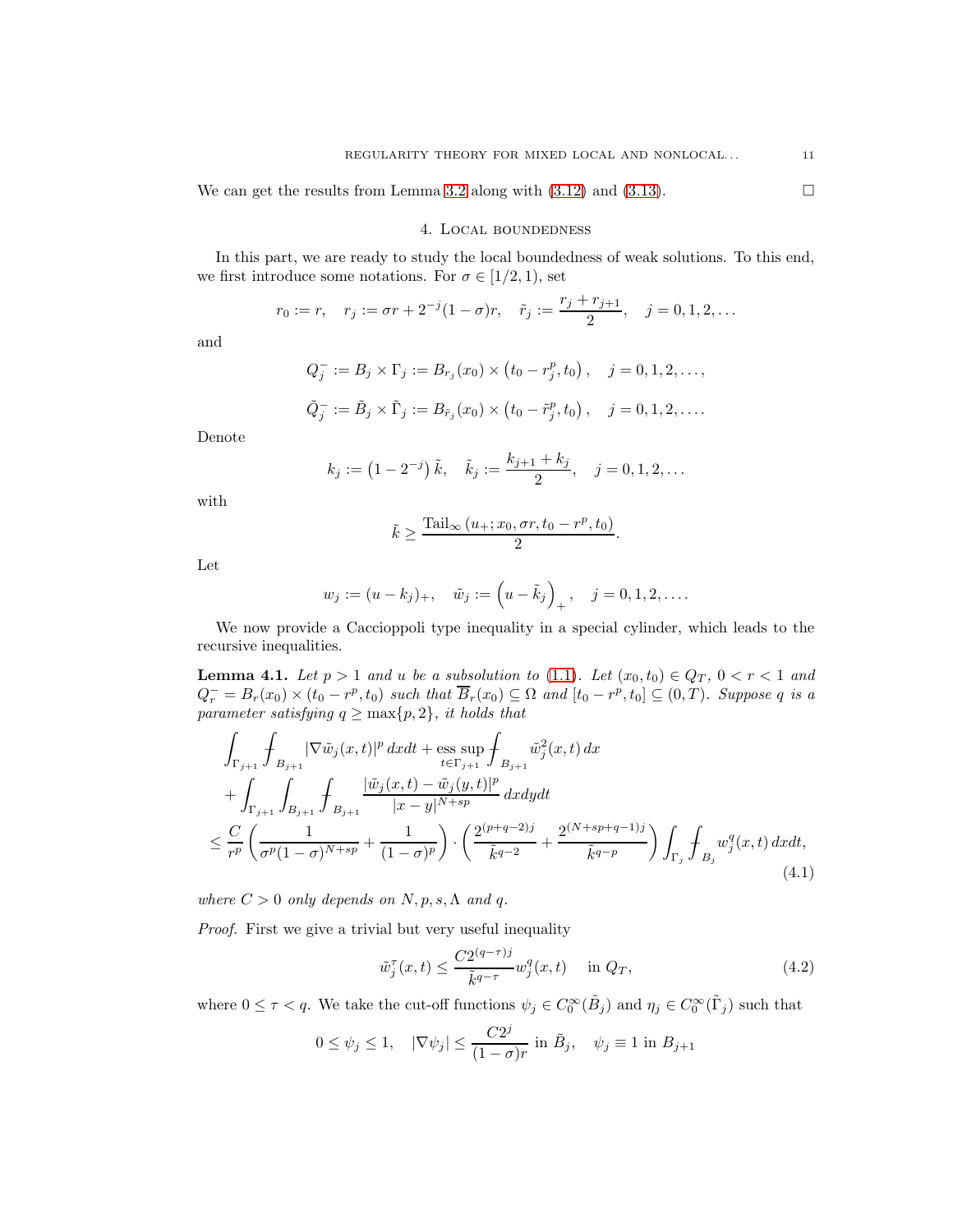We can get the results from Lemma 3.2 along with (3.12) and (3.13). $\square$

## 4. Local boundedness

In this part, we are ready to study the local boundedness of weak solutions. To this end, we first introduce some notations. For $\sigma \in [1/2, 1)$, set

$$r_0 := r, \quad r_j := \sigma r + 2^{-j}(1-\sigma)r, \quad \tilde{r}_j := \frac{r_j + r_{j+1}}{2}, \quad j = 0, 1, 2, \dots$$

and

$$Q_j^- := B_j \times \Gamma_j := B_{r_j}(x_0) \times \left(t_0 - r_j^p, t_0\right), \quad j = 0, 1, 2, \dots,$$

$$\tilde{Q}_j^- := \tilde{B}_j \times \tilde{\Gamma}_j := B_{\tilde{r}_j}(x_0) \times \left(t_0 - \tilde{r}_j^p, t_0\right), \quad j = 0, 1, 2, \dots.$$

Denote

$$k_j := \left(1 - 2^{-j}\right)\tilde{k}, \quad \tilde{k}_j := \frac{k_{j+1} + k_j}{2}, \quad j = 0, 1, 2, \dots$$

with

$$\tilde{k} \geq \frac{\mathrm{Tail}_\infty\left(u_+; x_0, \sigma r, t_0 - r^p, t_0\right)}{2}.$$

Let

$$w_j := (u - k_j)_+, \quad \tilde{w}_j := \left(u - \tilde{k}_j\right)_+, \quad j = 0, 1, 2, \dots.$$

We now provide a Caccioppoli type inequality in a special cylinder, which leads to the recursive inequalities.

**Lemma 4.1.** *Let $p > 1$ and $u$ be a subsolution to (1.1). Let $(x_0, t_0) \in Q_T$, $0 < r < 1$ and $Q_r^- = B_r(x_0) \times (t_0 - r^p, t_0)$ such that $\overline{B}_r(x_0) \subseteq \Omega$ and $[t_0 - r^p, t_0] \subseteq (0, T)$. Suppose $q$ is a parameter satisfying $q \geq \max\{p, 2\}$, it holds that*

$$\begin{aligned}
&\int_{\Gamma_{j+1}} \fint_{B_{j+1}} |\nabla \tilde{w}_j(x,t)|^p \, dxdt + \operatorname*{ess\,sup}_{t \in \Gamma_{j+1}} \fint_{B_{j+1}} \tilde{w}_j^2(x,t) \, dx \\
&+ \int_{\Gamma_{j+1}} \int_{B_{j+1}} \fint_{B_{j+1}} \frac{|\tilde{w}_j(x,t) - \tilde{w}_j(y,t)|^p}{|x-y|^{N+sp}} \, dxdydt \\
&\leq \frac{C}{r^p} \left( \frac{1}{\sigma^p (1-\sigma)^{N+sp}} + \frac{1}{(1-\sigma)^p} \right) \cdot \left( \frac{2^{(p+q-2)j}}{\tilde{k}^{q-2}} + \frac{2^{(N+sp+q-1)j}}{\tilde{k}^{q-p}} \right) \int_{\Gamma_j} \fint_{B_j} w_j^q(x,t) \, dxdt,
\end{aligned} \tag{4.1}$$

*where $C > 0$ only depends on $N, p, s, \Lambda$ and $q$.*

*Proof.* First we give a trivial but very useful inequality

$$\tilde{w}_j^\tau(x,t) \leq \frac{C 2^{(q-\tau)j}}{\tilde{k}^{q-\tau}} w_j^q(x,t) \quad \text{in } Q_T, \tag{4.2}$$

where $0 \leq \tau < q$. We take the cut-off functions $\psi_j \in C_0^\infty(\tilde{B}_j)$ and $\eta_j \in C_0^\infty(\tilde{\Gamma}_j)$ such that

$$0 \leq \psi_j \leq 1, \quad |\nabla \psi_j| \leq \frac{C 2^j}{(1-\sigma)r} \text{ in } \tilde{B}_j, \quad \psi_j \equiv 1 \text{ in } B_{j+1}$$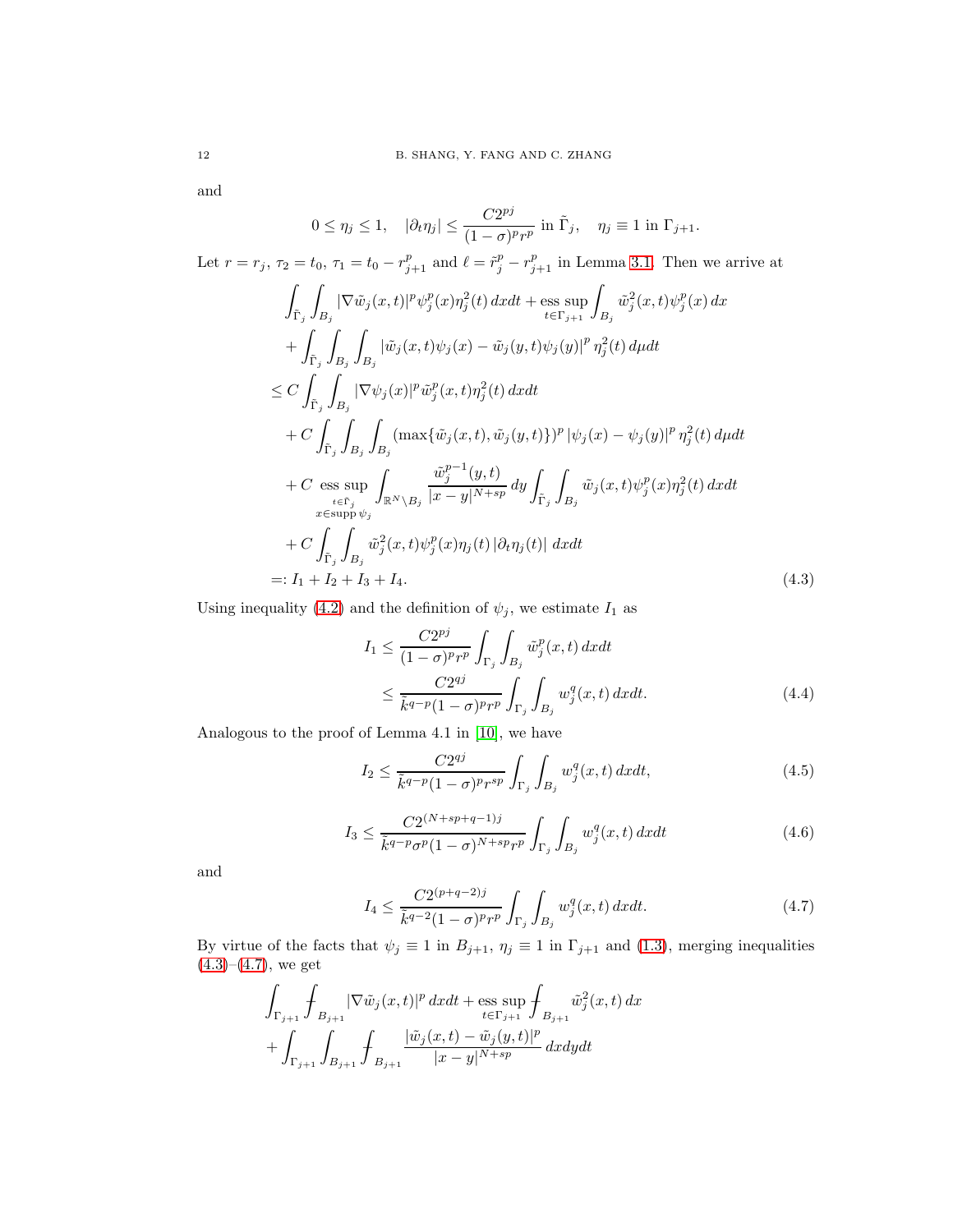and

$$0 \le \eta_j \le 1, \quad |\partial_t \eta_j| \le \frac{C2^{pj}}{(1-\sigma)^p r^p} \text{ in } \tilde{\Gamma}_j, \quad \eta_j \equiv 1 \text{ in } \Gamma_{j+1}.$$

Let $r = r_j$, $\tau_2 = t_0$, $\tau_1 = t_0 - r_{j+1}^p$ and $\ell = \tilde{r}_j^p - r_{j+1}^p$ in Lemma 3.1. Then we arrive at

$$\begin{aligned}
&\int_{\tilde{\Gamma}_j}\int_{B_j} |\nabla \tilde{w}_j(x,t)|^p \psi_j^p(x)\eta_j^2(t)\,dxdt + \operatorname*{ess\,sup}_{t\in\Gamma_{j+1}} \int_{B_j} \tilde{w}_j^2(x,t)\psi_j^p(x)\,dx \\
&+ \int_{\tilde{\Gamma}_j}\int_{B_j}\int_{B_j} |\tilde{w}_j(x,t)\psi_j(x) - \tilde{w}_j(y,t)\psi_j(y)|^p\,\eta_j^2(t)\,d\mu dt \\
\le{}& C\int_{\tilde{\Gamma}_j}\int_{B_j} |\nabla \psi_j(x)|^p \tilde{w}_j^p(x,t)\eta_j^2(t)\,dxdt \\
&+ C\int_{\tilde{\Gamma}_j}\int_{B_j}\int_{B_j} (\max\{\tilde{w}_j(x,t), \tilde{w}_j(y,t)\})^p\,|\psi_j(x) - \psi_j(y)|^p\,\eta_j^2(t)\,d\mu dt \\
&+ C \operatorname*{ess\,sup}_{\substack{t\in\tilde{\Gamma}_j \\ x\in \operatorname{supp}\psi_j}} \int_{\mathbb{R}^N\setminus B_j} \frac{\tilde{w}_j^{p-1}(y,t)}{|x-y|^{N+sp}}\,dy \int_{\tilde{\Gamma}_j}\int_{B_j} \tilde{w}_j(x,t)\psi_j^p(x)\eta_j^2(t)\,dxdt \\
&+ C\int_{\tilde{\Gamma}_j}\int_{B_j} \tilde{w}_j^2(x,t)\psi_j^p(x)\eta_j(t)\,|\partial_t\eta_j(t)|\,dxdt \\
=:{}& I_1 + I_2 + I_3 + I_4.
\end{aligned} \tag{4.3}$$

Using inequality (4.2) and the definition of $\psi_j$, we estimate $I_1$ as

$$\begin{aligned}
I_1 &\le \frac{C2^{pj}}{(1-\sigma)^p r^p}\int_{\Gamma_j}\int_{B_j} \tilde{w}_j^p(x,t)\,dxdt \\
&\le \frac{C2^{qj}}{\tilde{k}^{q-p}(1-\sigma)^p r^p}\int_{\Gamma_j}\int_{B_j} w_j^q(x,t)\,dxdt.
\end{aligned} \tag{4.4}$$

Analogous to the proof of Lemma 4.1 in [10], we have

$$I_2 \le \frac{C2^{qj}}{\tilde{k}^{q-p}(1-\sigma)^p r^{sp}}\int_{\Gamma_j}\int_{B_j} w_j^q(x,t)\,dxdt, \tag{4.5}$$

$$I_3 \le \frac{C2^{(N+sp+q-1)j}}{\tilde{k}^{q-p}\sigma^p(1-\sigma)^{N+sp} r^p}\int_{\Gamma_j}\int_{B_j} w_j^q(x,t)\,dxdt \tag{4.6}$$

and

$$I_4 \le \frac{C2^{(p+q-2)j}}{\tilde{k}^{q-2}(1-\sigma)^p r^p}\int_{\Gamma_j}\int_{B_j} w_j^q(x,t)\,dxdt. \tag{4.7}$$

By virtue of the facts that $\psi_j \equiv 1$ in $B_{j+1}$, $\eta_j \equiv 1$ in $\Gamma_{j+1}$ and (1.3), merging inequalities (4.3)–(4.7), we get

$$\begin{aligned}
&\int_{\Gamma_{j+1}} ⨍_{B_{j+1}} |\nabla \tilde{w}_j(x,t)|^p\,dxdt + \operatorname*{ess\,sup}_{t\in\Gamma_{j+1}} ⨍_{B_{j+1}} \tilde{w}_j^2(x,t)\,dx \\
&+ \int_{\Gamma_{j+1}}\int_{B_{j+1}} ⨍_{B_{j+1}} \frac{|\tilde{w}_j(x,t) - \tilde{w}_j(y,t)|^p}{|x-y|^{N+sp}}\,dxdydt
\end{aligned}$$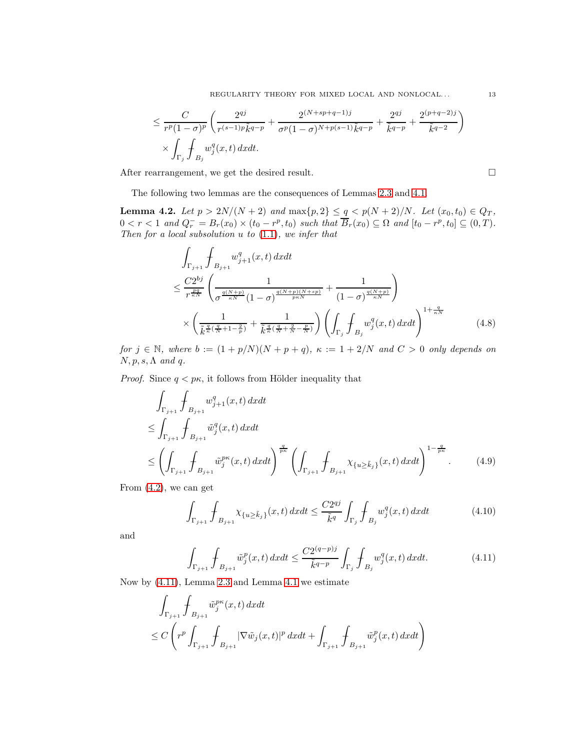$$
\begin{aligned}
&\leq \frac{C}{r^p(1-\sigma)^p}\left(\frac{2^{qj}}{r^{(s-1)p}\tilde{k}^{q-p}}+\frac{2^{(N+sp+q-1)j}}{\sigma^p(1-\sigma)^{N+p(s-1)}\tilde{k}^{q-p}}+\frac{2^{qj}}{\tilde{k}^{q-p}}+\frac{2^{(p+q-2)j}}{\tilde{k}^{q-2}}\right)\\
&\quad\times\int_{\Gamma_j}⨍_{B_j} w_j^q(x,t)\,dxdt.
\end{aligned}
$$

After rearrangement, we get the desired result. □

The following two lemmas are the consequences of Lemmas 2.3 and 4.1.

**Lemma 4.2.** *Let $p > 2N/(N+2)$ and $\max\{p, 2\} \leq q < p(N+2)/N$. Let $(x_0, t_0) \in Q_T$, $0 < r < 1$ and $Q_r^- = B_r(x_0) \times (t_0 - r^p, t_0)$ such that $\overline{B}_r(x_0) \subseteq \Omega$ and $[t_0 - r^p, t_0] \subseteq (0, T)$. Then for a local subsolution $u$ to (1.1), we infer that*

$$
\begin{aligned}
&\int_{\Gamma_{j+1}}⨍_{B_{j+1}} w_{j+1}^q(x,t)\,dxdt\\
&\leq \frac{C2^{bj}}{r^{\frac{pq}{\kappa N}}}\left(\frac{1}{\sigma^{\frac{q(N+p)}{\kappa N}}(1-\sigma)^{\frac{q(N+p)(N+sp)}{p\kappa N}}}+\frac{1}{(1-\sigma)^{\frac{q(N+p)}{\kappa N}}}\right)\\
&\quad\times\left(\frac{1}{\tilde{k}^{\frac{q}{\kappa}(\frac{q}{N}+1-\frac{2}{p})}}+\frac{1}{\tilde{k}^{\frac{q}{\kappa}(\frac{q}{N}+\frac{2}{N}-\frac{p}{N})}}\right)\left(\int_{\Gamma_j}⨍_{B_j} w_j^q(x,t)\,dxdt\right)^{1+\frac{q}{\kappa N}} \qquad (4.8)
\end{aligned}
$$

*for $j \in \mathbb{N}$, where $b := (1 + p/N)(N + p + q)$, $\kappa := 1 + 2/N$ and $C > 0$ only depends on $N, p, s, \Lambda$ and $q$.*

*Proof.* Since $q < p\kappa$, it follows from Hölder inequality that

$$
\begin{aligned}
&\int_{\Gamma_{j+1}}⨍_{B_{j+1}} w_{j+1}^q(x,t)\,dxdt\\
&\leq \int_{\Gamma_{j+1}}⨍_{B_{j+1}} \tilde{w}_j^q(x,t)\,dxdt\\
&\leq \left(\int_{\Gamma_{j+1}}⨍_{B_{j+1}} \tilde{w}_j^{p\kappa}(x,t)\,dxdt\right)^{\frac{q}{p\kappa}}\left(\int_{\Gamma_{j+1}}⨍_{B_{j+1}} \chi_{\{u\geq\tilde{k}_j\}}(x,t)\,dxdt\right)^{1-\frac{q}{p\kappa}}. \qquad (4.9)
\end{aligned}
$$

From (4.2), we can get

$$
\int_{\Gamma_{j+1}}⨍_{B_{j+1}} \chi_{\{u\geq\tilde{k}_j\}}(x,t)\,dxdt \leq \frac{C2^{qj}}{\tilde{k}^q}\int_{\Gamma_j}⨍_{B_j} w_j^q(x,t)\,dxdt \qquad (4.10)
$$

and

$$
\int_{\Gamma_{j+1}}⨍_{B_{j+1}} \tilde{w}_j^p(x,t)\,dxdt \leq \frac{C2^{(q-p)j}}{\tilde{k}^{q-p}}\int_{\Gamma_j}⨍_{B_j} w_j^q(x,t)\,dxdt. \qquad (4.11)
$$

Now by (4.11), Lemma 2.3 and Lemma 4.1 we estimate

$$
\begin{aligned}
&\int_{\Gamma_{j+1}}⨍_{B_{j+1}} \tilde{w}_j^{p\kappa}(x,t)\,dxdt\\
&\leq C\left(r^p\int_{\Gamma_{j+1}}⨍_{B_{j+1}} |\nabla\tilde{w}_j(x,t)|^p\,dxdt+\int_{\Gamma_{j+1}}⨍_{B_{j+1}} \tilde{w}_j^p(x,t)\,dxdt\right)
\end{aligned}
$$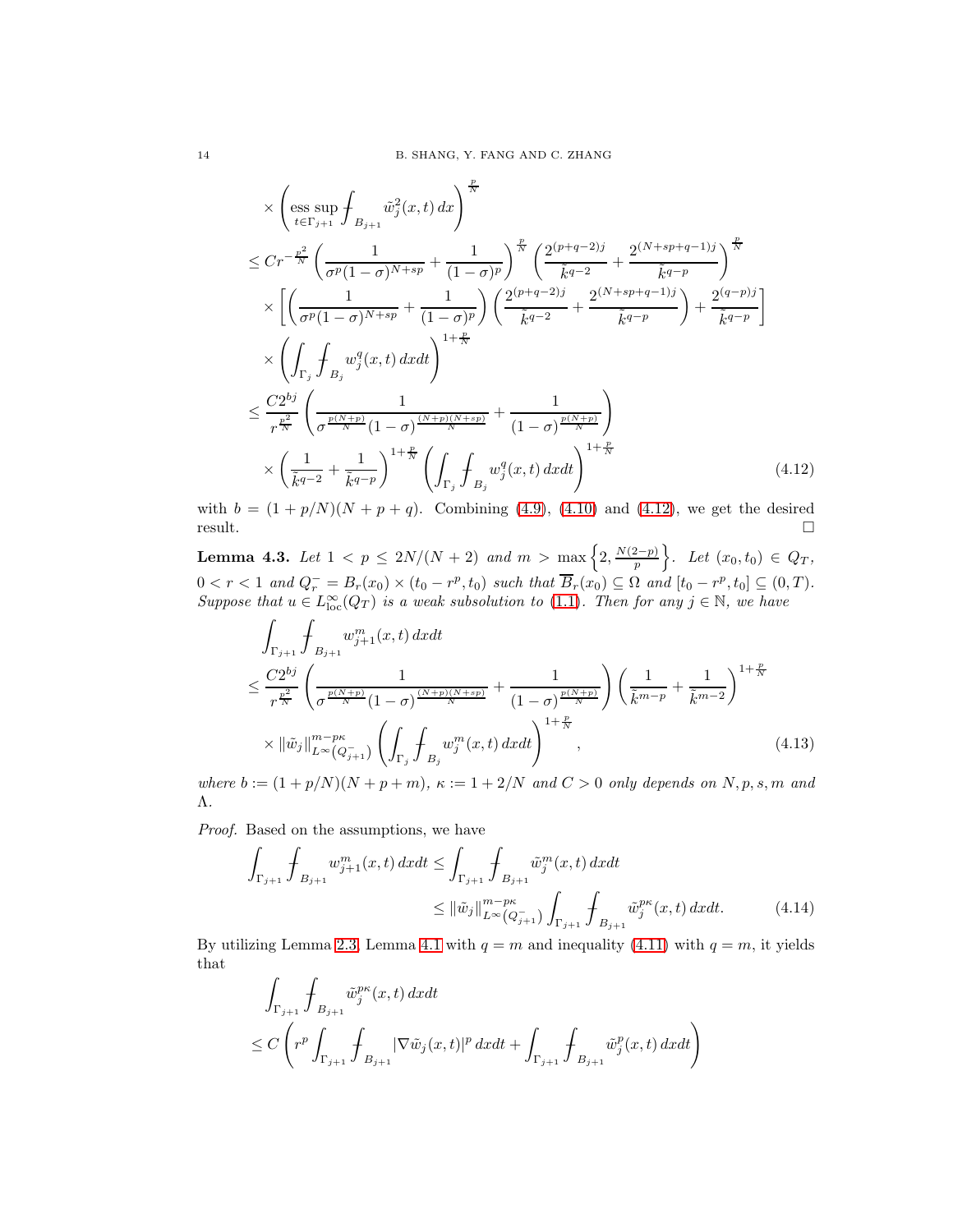$$
\begin{aligned}
&\times \left( \operatorname*{ess\,sup}_{t\in\Gamma_{j+1}} \fint_{B_{j+1}} \tilde{w}_j^2(x,t)\,dx \right)^{\frac{p}{N}} \\
&\le Cr^{-\frac{p^2}{N}} \left( \frac{1}{\sigma^p(1-\sigma)^{N+sp}} + \frac{1}{(1-\sigma)^p} \right)^{\frac{p}{N}} \left( \frac{2^{(p+q-2)j}}{\tilde{k}^{q-2}} + \frac{2^{(N+sp+q-1)j}}{\tilde{k}^{q-p}} \right)^{\frac{p}{N}} \\
&\quad \times \left[ \left( \frac{1}{\sigma^p(1-\sigma)^{N+sp}} + \frac{1}{(1-\sigma)^p} \right) \left( \frac{2^{(p+q-2)j}}{\tilde{k}^{q-2}} + \frac{2^{(N+sp+q-1)j}}{\tilde{k}^{q-p}} \right) + \frac{2^{(q-p)j}}{\tilde{k}^{q-p}} \right] \\
&\quad \times \left( \int_{\Gamma_j} \fint_{B_j} w_j^q(x,t)\,dxdt \right)^{1+\frac{p}{N}} \\
&\le \frac{C2^{bj}}{r^{\frac{p^2}{N}}} \left( \frac{1}{\sigma^{\frac{p(N+p)}{N}}(1-\sigma)^{\frac{(N+p)(N+sp)}{N}}} + \frac{1}{(1-\sigma)^{\frac{p(N+p)}{N}}} \right) \\
&\quad \times \left( \frac{1}{\tilde{k}^{q-2}} + \frac{1}{\tilde{k}^{q-p}} \right)^{1+\frac{p}{N}} \left( \int_{\Gamma_j} \fint_{B_j} w_j^q(x,t)\,dxdt \right)^{1+\frac{p}{N}}
\end{aligned}
\tag{4.12}
$$

with $b = (1 + p/N)(N + p + q)$. Combining (4.9), (4.10) and (4.12), we get the desired result. □

**Lemma 4.3.** *Let $1 < p \le 2N/(N+2)$ and $m > \max\left\{2, \frac{N(2-p)}{p}\right\}$. Let $(x_0, t_0) \in Q_T$, $0 < r < 1$ and $Q_r^- = B_r(x_0) \times (t_0 - r^p, t_0)$ such that $\overline{B}_r(x_0) \subseteq \Omega$ and $[t_0 - r^p, t_0] \subseteq (0, T)$. Suppose that $u \in L^\infty_{\rm loc}(Q_T)$ is a weak subsolution to (1.1). Then for any $j \in \mathbb{N}$, we have*

$$
\begin{aligned}
&\int_{\Gamma_{j+1}} \fint_{B_{j+1}} w_{j+1}^m(x,t)\,dxdt \\
&\le \frac{C2^{bj}}{r^{\frac{p^2}{N}}} \left( \frac{1}{\sigma^{\frac{p(N+p)}{N}}(1-\sigma)^{\frac{(N+p)(N+sp)}{N}}} + \frac{1}{(1-\sigma)^{\frac{p(N+p)}{N}}} \right) \left( \frac{1}{\tilde{k}^{m-p}} + \frac{1}{\tilde{k}^{m-2}} \right)^{1+\frac{p}{N}} \\
&\quad \times \|\tilde{w}_j\|^{m-p\kappa}_{L^\infty(Q^-_{j+1})} \left( \int_{\Gamma_j} \fint_{B_j} w_j^m(x,t)\,dxdt \right)^{1+\frac{p}{N}},
\end{aligned}
\tag{4.13}
$$

*where $b := (1 + p/N)(N + p + m)$, $\kappa := 1 + 2/N$ and $C > 0$ only depends on $N, p, s, m$ and $\Lambda$.*

*Proof.* Based on the assumptions, we have

$$
\begin{aligned}
\int_{\Gamma_{j+1}} \fint_{B_{j+1}} w_{j+1}^m(x,t)\,dxdt &\le \int_{\Gamma_{j+1}} \fint_{B_{j+1}} \tilde{w}_j^m(x,t)\,dxdt \\
&\le \|\tilde{w}_j\|^{m-p\kappa}_{L^\infty(Q^-_{j+1})} \int_{\Gamma_{j+1}} \fint_{B_{j+1}} \tilde{w}_j^{p\kappa}(x,t)\,dxdt.
\end{aligned}
\tag{4.14}
$$

By utilizing Lemma 2.3, Lemma 4.1 with $q = m$ and inequality (4.11) with $q = m$, it yields that

$$
\begin{aligned}
&\int_{\Gamma_{j+1}} \fint_{B_{j+1}} \tilde{w}_j^{p\kappa}(x,t)\,dxdt \\
&\le C\left( r^p \int_{\Gamma_{j+1}} \fint_{B_{j+1}} |\nabla \tilde{w}_j(x,t)|^p\,dxdt + \int_{\Gamma_{j+1}} \fint_{B_{j+1}} \tilde{w}_j^p(x,t)\,dxdt \right)
\end{aligned}
$$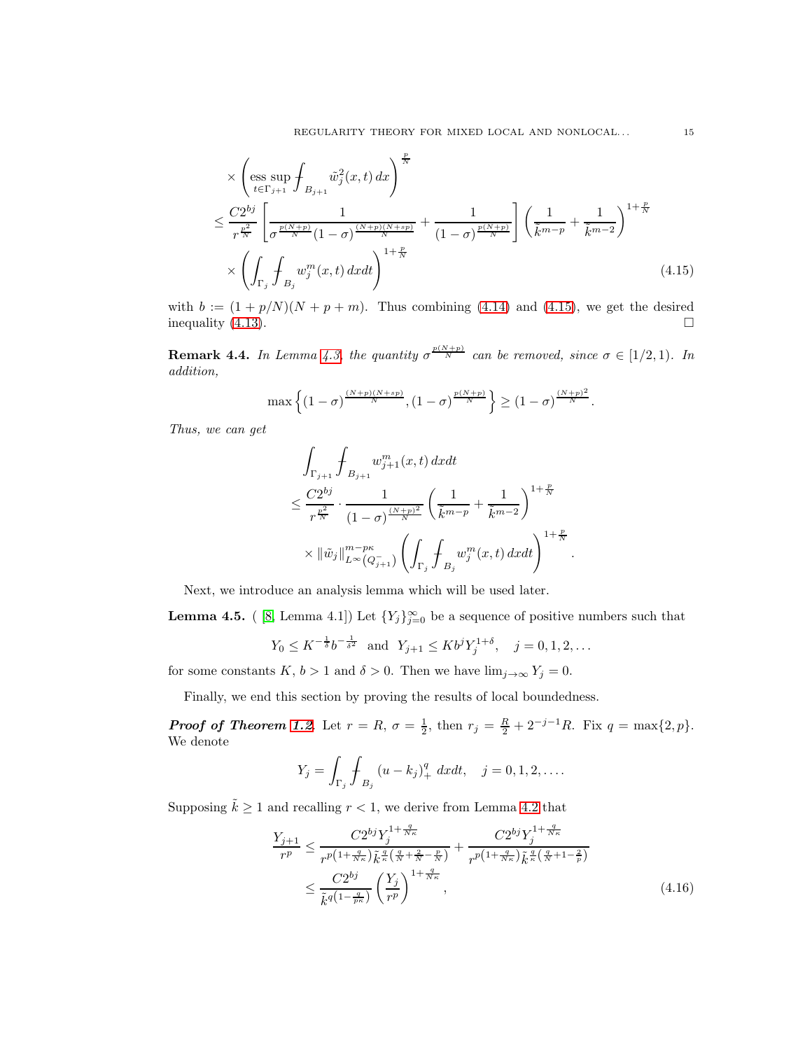$$
\begin{aligned}
&\times \left( \operatorname*{ess\,sup}_{t\in\Gamma_{j+1}} \fint_{B_{j+1}} \tilde{w}_j^2(x,t)\,dx \right)^{\frac{p}{N}} \\
&\le \frac{C2^{bj}}{r^{\frac{p^2}{N}}} \left[ \frac{1}{\sigma^{\frac{p(N+p)}{N}}(1-\sigma)^{\frac{(N+p)(N+sp)}{N}}} + \frac{1}{(1-\sigma)^{\frac{p(N+p)}{N}}} \right] \left( \frac{1}{\tilde{k}^{m-p}} + \frac{1}{\tilde{k}^{m-2}} \right)^{1+\frac{p}{N}} \\
&\times \left( \int_{\Gamma_j} \fint_{B_j} w_j^m(x,t)\,dxdt \right)^{1+\frac{p}{N}} \qquad (4.15)
\end{aligned}
$$

with $b := (1+p/N)(N+p+m)$. Thus combining (4.14) and (4.15), we get the desired inequality (4.13). $\square$

**Remark 4.4.** *In Lemma 4.3, the quantity $\sigma^{\frac{p(N+p)}{N}}$ can be removed, since $\sigma \in [1/2, 1)$. In addition,*

$$
\max\left\{ (1-\sigma)^{\frac{(N+p)(N+sp)}{N}}, (1-\sigma)^{\frac{p(N+p)}{N}} \right\} \ge (1-\sigma)^{\frac{(N+p)^2}{N}}.
$$

*Thus, we can get*

$$
\begin{aligned}
&\int_{\Gamma_{j+1}} \fint_{B_{j+1}} w_{j+1}^m(x,t)\,dxdt \\
&\le \frac{C2^{bj}}{r^{\frac{p^2}{N}}} \cdot \frac{1}{(1-\sigma)^{\frac{(N+p)^2}{N}}} \left( \frac{1}{\tilde{k}^{m-p}} + \frac{1}{\tilde{k}^{m-2}} \right)^{1+\frac{p}{N}} \\
&\times \|\tilde{w}_j\|_{L^\infty(Q_{j+1}^-)}^{m-p\kappa} \left( \int_{\Gamma_j} \fint_{B_j} w_j^m(x,t)\,dxdt \right)^{1+\frac{p}{N}}.
\end{aligned}
$$

Next, we introduce an analysis lemma which will be used later.

**Lemma 4.5.** ( [8, Lemma 4.1]) Let $\{Y_j\}_{j=0}^\infty$ be a sequence of positive numbers such that

$$
Y_0 \le K^{-\frac{1}{\delta}} b^{-\frac{1}{\delta^2}} \quad \text{and} \quad Y_{j+1} \le K b^j Y_j^{1+\delta}, \quad j = 0,1,2,\ldots
$$

for some constants $K$, $b > 1$ and $\delta > 0$. Then we have $\lim_{j\to\infty} Y_j = 0$.

Finally, we end this section by proving the results of local boundedness.

***Proof of Theorem 1.2.*** Let $r = R$, $\sigma = \frac{1}{2}$, then $r_j = \frac{R}{2} + 2^{-j-1}R$. Fix $q = \max\{2,p\}$. We denote

$$
Y_j = \int_{\Gamma_j} \fint_{B_j} (u-k_j)_+^q \,dxdt, \quad j = 0,1,2,\ldots.
$$

Supposing $\tilde{k} \ge 1$ and recalling $r < 1$, we derive from Lemma 4.2 that

$$
\begin{aligned}
\frac{Y_{j+1}}{r^p} &\le \frac{C2^{bj} Y_j^{1+\frac{q}{N\kappa}}}{r^{p\left(1+\frac{q}{N\kappa}\right)} \tilde{k}^{\frac{q}{\kappa}\left(\frac{q}{N}+\frac{2}{N}-\frac{p}{N}\right)}} + \frac{C2^{bj} Y_j^{1+\frac{q}{N\kappa}}}{r^{p\left(1+\frac{q}{N\kappa}\right)} \tilde{k}^{\frac{q}{\kappa}\left(\frac{q}{N}+1-\frac{2}{p}\right)}} \\
&\le \frac{C2^{bj}}{\tilde{k}^{q\left(1-\frac{q}{p\kappa}\right)}} \left( \frac{Y_j}{r^p} \right)^{1+\frac{q}{N\kappa}}, \qquad (4.16)
\end{aligned}
$$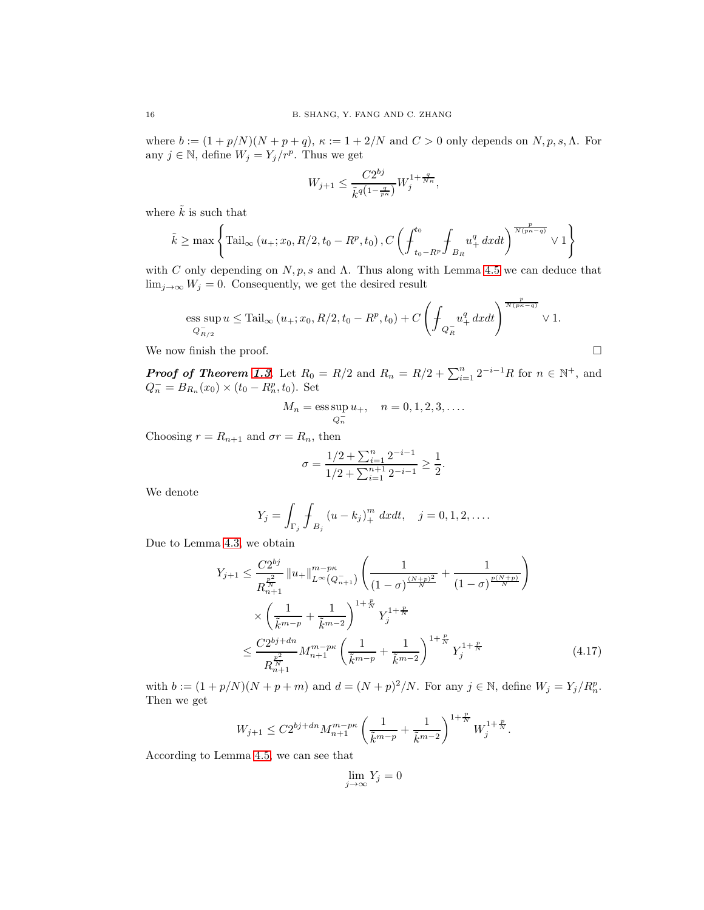where $b := (1 + p/N)(N + p + q)$, $\kappa := 1 + 2/N$ and $C > 0$ only depends on $N, p, s, \Lambda$. For any $j \in \mathbb{N}$, define $W_j = Y_j/r^p$. Thus we get

$$W_{j+1} \leq \frac{C2^{bj}}{\tilde{k}^{q\left(1-\frac{q}{p\kappa}\right)}} W_j^{1+\frac{q}{N\kappa}},$$

where $\tilde{k}$ is such that

$$\tilde{k} \geq \max\left\{ \mathrm{Tail}_\infty\left(u_+; x_0, R/2, t_0 - R^p, t_0\right), C\left( \fint_{t_0-R^p}^{t_0} \fint_{B_R} u_+^q \, dxdt \right)^{\frac{p}{N(p\kappa - q)}} \vee 1 \right\}$$

with $C$ only depending on $N, p, s$ and $\Lambda$. Thus along with Lemma 4.5 we can deduce that $\lim_{j\to\infty} W_j = 0$. Consequently, we get the desired result

$$\operatorname*{ess\,sup}_{Q^-_{R/2}} u \leq \mathrm{Tail}_\infty\left(u_+; x_0, R/2, t_0 - R^p, t_0\right) + C\left( \fint_{Q_R^-} u_+^q \, dxdt \right)^{\frac{p}{N(p\kappa - q)}} \vee 1.$$

We now finish the proof. $\square$

***Proof of Theorem 1.3.*** Let $R_0 = R/2$ and $R_n = R/2 + \sum_{i=1}^n 2^{-i-1}R$ for $n \in \mathbb{N}^+$, and $Q_n^- = B_{R_n}(x_0) \times (t_0 - R_n^p, t_0)$. Set

$$M_n = \operatorname*{ess\,sup}_{Q_n^-} u_+, \quad n = 0, 1, 2, 3, \ldots.$$

Choosing $r = R_{n+1}$ and $\sigma r = R_n$, then

$$\sigma = \frac{1/2 + \sum_{i=1}^n 2^{-i-1}}{1/2 + \sum_{i=1}^{n+1} 2^{-i-1}} \geq \frac{1}{2}.$$

We denote

$$Y_j = \int_{\Gamma_j} \fint_{B_j} (u - k_j)_+^m \, dxdt, \quad j = 0, 1, 2, \ldots.$$

Due to Lemma 4.3, we obtain

$$\begin{aligned}
Y_{j+1} &\leq \frac{C2^{bj}}{R_{n+1}^{\frac{p^2}{N}}} \|u_+\|^{m-p\kappa}_{L^\infty(Q^-_{n+1})} \left( \frac{1}{(1-\sigma)^{\frac{(N+p)^2}{N}}} + \frac{1}{(1-\sigma)^{\frac{p(N+p)}{N}}} \right) \\
&\quad \times \left( \frac{1}{\tilde{k}^{m-p}} + \frac{1}{\tilde{k}^{m-2}} \right)^{1+\frac{p}{N}} Y_j^{1+\frac{p}{N}} \\
&\leq \frac{C2^{bj+dn}}{R_{n+1}^{\frac{p^2}{N}}} M_{n+1}^{m-p\kappa} \left( \frac{1}{\tilde{k}^{m-p}} + \frac{1}{\tilde{k}^{m-2}} \right)^{1+\frac{p}{N}} Y_j^{1+\frac{p}{N}} \qquad (4.17)
\end{aligned}$$

with $b := (1 + p/N)(N + p + m)$ and $d = (N + p)^2/N$. For any $j \in \mathbb{N}$, define $W_j = Y_j/R_n^p$. Then we get

$$W_{j+1} \leq C2^{bj+dn} M_{n+1}^{m-p\kappa} \left( \frac{1}{\tilde{k}^{m-p}} + \frac{1}{\tilde{k}^{m-2}} \right)^{1+\frac{p}{N}} W_j^{1+\frac{p}{N}}.$$

According to Lemma 4.5, we can see that

$$\lim_{j\to\infty} Y_j = 0$$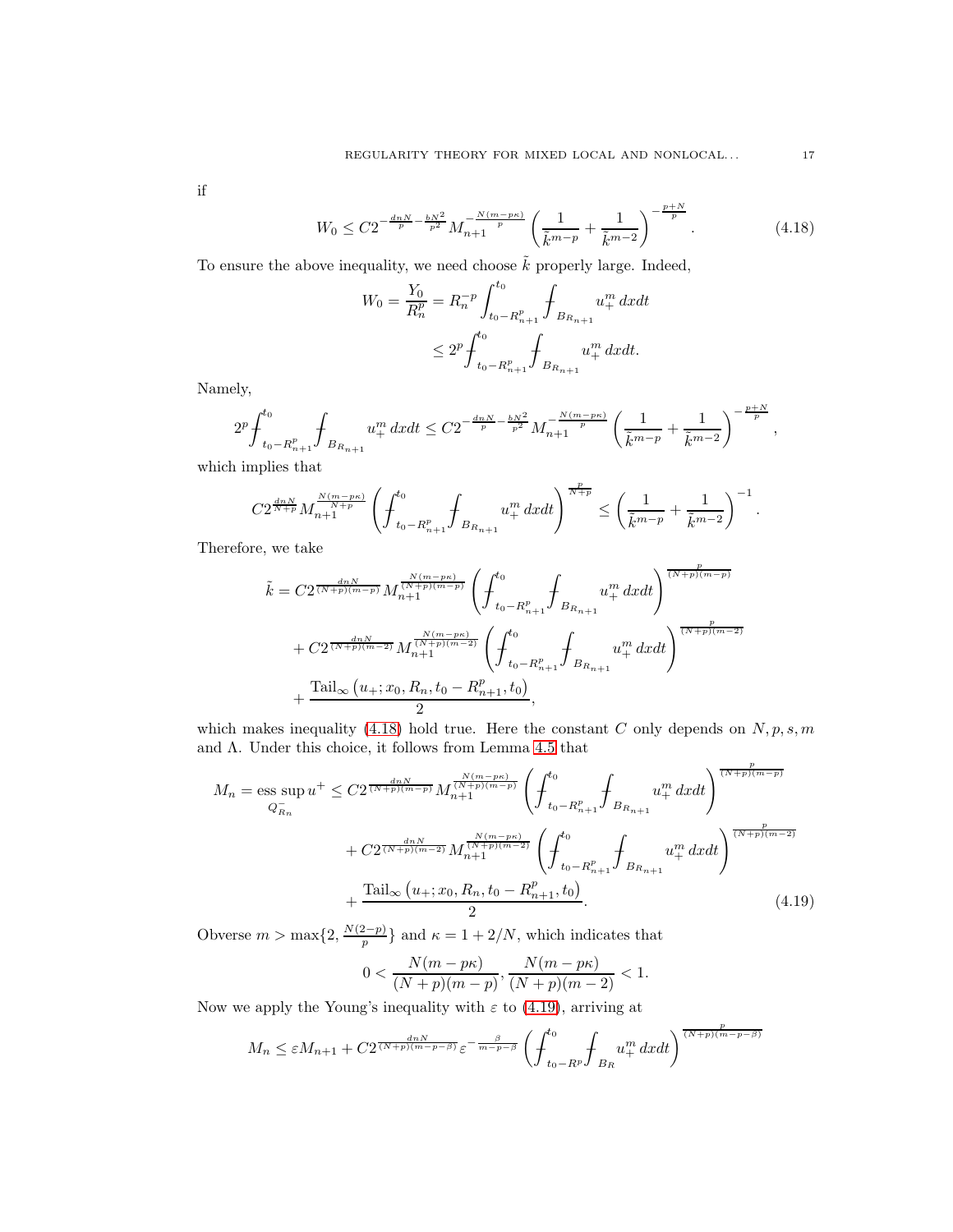if

$$
W_0 \le C 2^{-\frac{dnN}{p}-\frac{bN^2}{p^2}} M_{n+1}^{-\frac{N(m-p\kappa)}{p}} \left( \frac{1}{\tilde{k}^{m-p}} + \frac{1}{\tilde{k}^{m-2}} \right)^{-\frac{p+N}{p}}. \tag{4.18}
$$

To ensure the above inequality, we need choose $\tilde{k}$ properly large. Indeed,

$$
\begin{aligned}
W_0 = \frac{Y_0}{R_n^p} &= R_n^{-p} \int_{t_0 - R_{n+1}^p}^{t_0} ⨍_{B_{R_{n+1}}} u_+^m \, dxdt \\
&\le 2^p ⨍_{t_0 - R_{n+1}^p}^{t_0} ⨍_{B_{R_{n+1}}} u_+^m \, dxdt.
\end{aligned}
$$

Namely,

$$
2^p ⨍_{t_0 - R_{n+1}^p}^{t_0} ⨍_{B_{R_{n+1}}} u_+^m \, dxdt \le C 2^{-\frac{dnN}{p}-\frac{bN^2}{p^2}} M_{n+1}^{-\frac{N(m-p\kappa)}{p}} \left( \frac{1}{\tilde{k}^{m-p}} + \frac{1}{\tilde{k}^{m-2}} \right)^{-\frac{p+N}{p}},
$$

which implies that

$$
C 2^{\frac{dnN}{N+p}} M_{n+1}^{\frac{N(m-p\kappa)}{N+p}} \left( ⨍_{t_0 - R_{n+1}^p}^{t_0} ⨍_{B_{R_{n+1}}} u_+^m \, dxdt \right)^{\frac{p}{N+p}} \le \left( \frac{1}{\tilde{k}^{m-p}} + \frac{1}{\tilde{k}^{m-2}} \right)^{-1}.
$$

Therefore, we take

$$
\begin{aligned}
\tilde{k} &= C 2^{\frac{dnN}{(N+p)(m-p)}} M_{n+1}^{\frac{N(m-p\kappa)}{(N+p)(m-p)}} \left( ⨍_{t_0 - R_{n+1}^p}^{t_0} ⨍_{B_{R_{n+1}}} u_+^m \, dxdt \right)^{\frac{p}{(N+p)(m-p)}} \\
&\quad + C 2^{\frac{dnN}{(N+p)(m-2)}} M_{n+1}^{\frac{N(m-p\kappa)}{(N+p)(m-2)}} \left( ⨍_{t_0 - R_{n+1}^p}^{t_0} ⨍_{B_{R_{n+1}}} u_+^m \, dxdt \right)^{\frac{p}{(N+p)(m-2)}} \\
&\quad + \frac{\mathrm{Tail}_\infty \left( u_+; x_0, R_n, t_0 - R_{n+1}^p, t_0 \right)}{2},
\end{aligned}
$$

which makes inequality (4.18) hold true. Here the constant $C$ only depends on $N, p, s, m$ and $\Lambda$. Under this choice, it follows from Lemma 4.5 that

$$
\begin{aligned}
M_n = \operatorname*{ess\,sup}_{Q_{R_n}^-} u^+ &\le C 2^{\frac{dnN}{(N+p)(m-p)}} M_{n+1}^{\frac{N(m-p\kappa)}{(N+p)(m-p)}} \left( ⨍_{t_0 - R_{n+1}^p}^{t_0} ⨍_{B_{R_{n+1}}} u_+^m \, dxdt \right)^{\frac{p}{(N+p)(m-p)}} \\
&\quad + C 2^{\frac{dnN}{(N+p)(m-2)}} M_{n+1}^{\frac{N(m-p\kappa)}{(N+p)(m-2)}} \left( ⨍_{t_0 - R_{n+1}^p}^{t_0} ⨍_{B_{R_{n+1}}} u_+^m \, dxdt \right)^{\frac{p}{(N+p)(m-2)}} \\
&\quad + \frac{\mathrm{Tail}_\infty \left( u_+; x_0, R_n, t_0 - R_{n+1}^p, t_0 \right)}{2}.
\end{aligned} \tag{4.19}
$$

Obverse $m > \max\{2, \frac{N(2-p)}{p}\}$ and $\kappa = 1 + 2/N$, which indicates that

$$
0 < \frac{N(m-p\kappa)}{(N+p)(m-p)}, \frac{N(m-p\kappa)}{(N+p)(m-2)} < 1.
$$

Now we apply the Young's inequality with $\varepsilon$ to (4.19), arriving at

$$
M_n \le \varepsilon M_{n+1} + C 2^{\frac{dnN}{(N+p)(m-p-\beta)}} \varepsilon^{-\frac{\beta}{m-p-\beta}} \left( ⨍_{t_0 - R^p}^{t_0} ⨍_{B_R} u_+^m \, dxdt \right)^{\frac{p}{(N+p)(m-p-\beta)}}
$$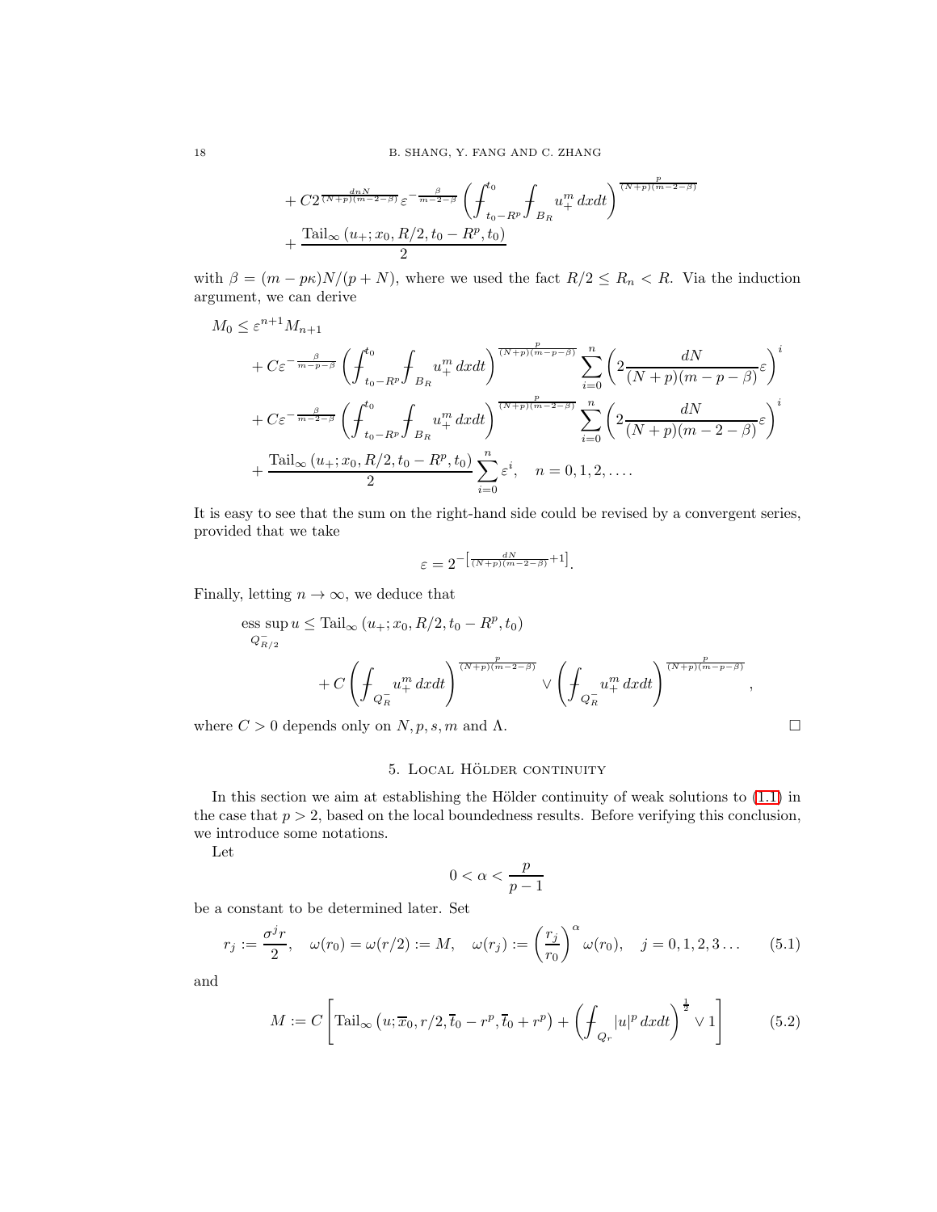$$
\begin{aligned}
&+ C2^{\frac{dnN}{(N+p)(m-2-\beta)}}\varepsilon^{-\frac{\beta}{m-2-\beta}}\left(\fint_{t_0-R^p}^{t_0}\fint_{B_R} u_+^m\,dxdt\right)^{\frac{p}{(N+p)(m-2-\beta)}}\\
&+\frac{\mathrm{Tail}_\infty\left(u_+;x_0,R/2,t_0-R^p,t_0\right)}{2}
\end{aligned}
$$

with $\beta=(m-p\kappa)N/(p+N)$, where we used the fact $R/2\le R_n<R$. Via the induction argument, we can derive

$$
\begin{aligned}
M_0 &\le \varepsilon^{n+1}M_{n+1}\\
&+C\varepsilon^{-\frac{\beta}{m-p-\beta}}\left(\fint_{t_0-R^p}^{t_0}\fint_{B_R}u_+^m\,dxdt\right)^{\frac{p}{(N+p)(m-p-\beta)}}\sum_{i=0}^{n}\left(2^{\frac{dN}{(N+p)(m-p-\beta)}}\varepsilon\right)^i\\
&+C\varepsilon^{-\frac{\beta}{m-2-\beta}}\left(\fint_{t_0-R^p}^{t_0}\fint_{B_R}u_+^m\,dxdt\right)^{\frac{p}{(N+p)(m-2-\beta)}}\sum_{i=0}^{n}\left(2^{\frac{dN}{(N+p)(m-2-\beta)}}\varepsilon\right)^i\\
&+\frac{\mathrm{Tail}_\infty\left(u_+;x_0,R/2,t_0-R^p,t_0\right)}{2}\sum_{i=0}^{n}\varepsilon^i,\quad n=0,1,2,\ldots.
\end{aligned}
$$

It is easy to see that the sum on the right-hand side could be revised by a convergent series, provided that we take

$$
\varepsilon=2^{-\left[\frac{dN}{(N+p)(m-2-\beta)}+1\right]}.
$$

Finally, letting $n\to\infty$, we deduce that

$$
\begin{aligned}
\operatorname*{ess\,sup}_{Q_{R/2}^-}u &\le \mathrm{Tail}_\infty\left(u_+;x_0,R/2,t_0-R^p,t_0\right)\\
&\quad + C\left(\fint_{Q_R^-}u_+^m\,dxdt\right)^{\frac{p}{(N+p)(m-2-\beta)}}\vee\left(\fint_{Q_R^-}u_+^m\,dxdt\right)^{\frac{p}{(N+p)(m-p-\beta)}},
\end{aligned}
$$

where $C>0$ depends only on $N,p,s,m$ and $\Lambda$. □

## 5. Local Hölder continuity

In this section we aim at establishing the Hölder continuity of weak solutions to (1.1) in the case that $p>2$, based on the local boundedness results. Before verifying this conclusion, we introduce some notations.

Let

$$
0<\alpha<\frac{p}{p-1}
$$

be a constant to be determined later. Set

$$
r_j:=\frac{\sigma^j r}{2},\quad \omega(r_0)=\omega(r/2):=M,\quad \omega(r_j):=\left(\frac{r_j}{r_0}\right)^{\alpha}\omega(r_0),\quad j=0,1,2,3\ldots \tag{5.1}
$$

and

$$
M:=C\left[\mathrm{Tail}_\infty\left(u;\overline{x}_0,r/2,\overline{t}_0-r^p,\overline{t}_0+r^p\right)+\left(\fint_{Q_r}|u|^p\,dxdt\right)^{\frac{1}{2}}\vee 1\right] \tag{5.2}
$$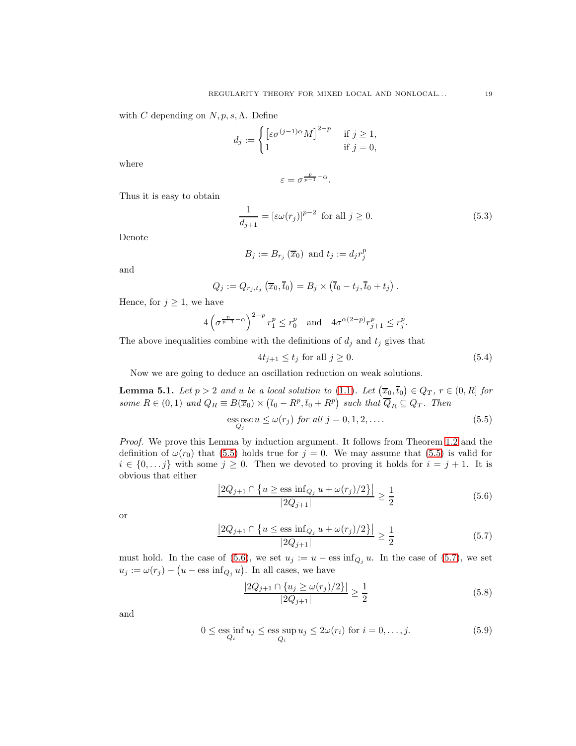with $C$ depending on $N, p, s, \Lambda$. Define

$$d_j := \begin{cases} \left[\varepsilon \sigma^{(j-1)\alpha} M\right]^{2-p} & \text{if } j \geq 1, \\ 1 & \text{if } j = 0, \end{cases}$$

where

$$\varepsilon = \sigma^{\frac{p}{p-1}-\alpha}.$$

Thus it is easy to obtain

$$\frac{1}{d_{j+1}} = [\varepsilon \omega(r_j)]^{p-2} \text{ for all } j \geq 0. \tag{5.3}$$

Denote

$$B_j := B_{r_j}(\overline{x}_0) \text{ and } t_j := d_j r_j^p$$

and

$$Q_j := Q_{r_j, t_j}(\overline{x}_0, \overline{t}_0) = B_j \times \left(\overline{t}_0 - t_j, \overline{t}_0 + t_j\right).$$

Hence, for $j \geq 1$, we have

$$4\left(\sigma^{\frac{p}{p-1}-\alpha}\right)^{2-p} r_1^p \leq r_0^p \quad \text{and} \quad 4\sigma^{\alpha(2-p)} r_{j+1}^p \leq r_j^p.$$

The above inequalities combine with the definitions of $d_j$ and $t_j$ gives that

$$4t_{j+1} \leq t_j \text{ for all } j \geq 0. \tag{5.4}$$

Now we are going to deduce an oscillation reduction on weak solutions.

**Lemma 5.1.** *Let $p > 2$ and $u$ be a local solution to (1.1). Let $(\overline{x}_0, \overline{t}_0) \in Q_T$, $r \in (0, R]$ for some $R \in (0,1)$ and $Q_R \equiv B(\overline{x}_0) \times \left(\overline{t}_0 - R^p, \overline{t}_0 + R^p\right)$ such that $\overline{Q}_R \subseteq Q_T$. Then*

$$\operatorname*{ess\,osc}_{Q_j} u \leq \omega(r_j) \text{ for all } j = 0, 1, 2, \ldots. \tag{5.5}$$

*Proof.* We prove this Lemma by induction argument. It follows from Theorem 1.2 and the definition of $\omega(r_0)$ that (5.5) holds true for $j = 0$. We may assume that (5.5) is valid for $i \in \{0, \ldots j\}$ with some $j \geq 0$. Then we devoted to proving it holds for $i = j+1$. It is obvious that either

$$\frac{\left|2Q_{j+1} \cap \left\{u \geq \operatorname{ess\,inf}_{Q_j} u + \omega(r_j)/2\right\}\right|}{|2Q_{j+1}|} \geq \frac{1}{2} \tag{5.6}$$

or

$$\frac{\left|2Q_{j+1} \cap \left\{u \leq \operatorname{ess\,inf}_{Q_j} u + \omega(r_j)/2\right\}\right|}{|2Q_{j+1}|} \geq \frac{1}{2} \tag{5.7}$$

must hold. In the case of (5.6), we set $u_j := u - \operatorname{ess\,inf}_{Q_j} u$. In the case of (5.7), we set $u_j := \omega(r_j) - \left(u - \operatorname{ess\,inf}_{Q_j} u\right)$. In all cases, we have

$$\frac{|2Q_{j+1} \cap \{u_j \geq \omega(r_j)/2\}|}{|2Q_{j+1}|} \geq \frac{1}{2} \tag{5.8}$$

and

$$0 \leq \operatorname*{ess\,inf}_{Q_i} u_j \leq \operatorname*{ess\,sup}_{Q_i} u_j \leq 2\omega(r_i) \text{ for } i = 0, \ldots, j. \tag{5.9}$$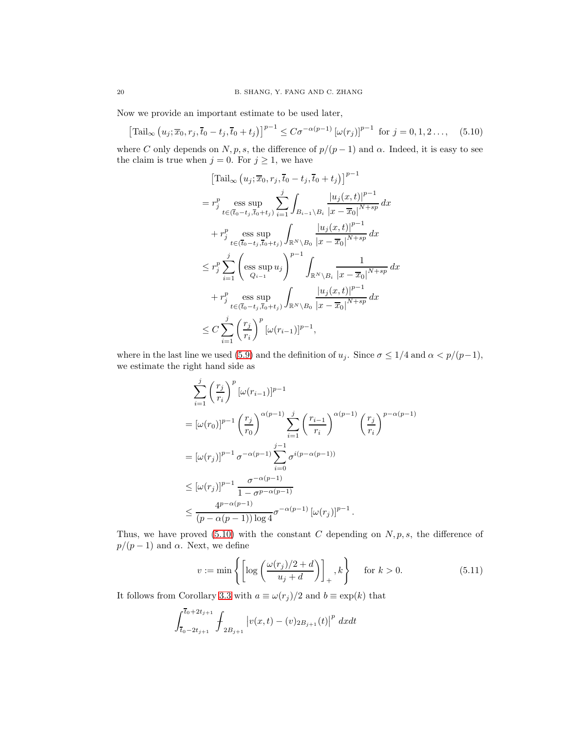Now we provide an important estimate to be used later,

$$\left[\operatorname{Tail}_\infty\left(u_j;\overline{x}_0,r_j,\overline{t}_0-t_j,\overline{t}_0+t_j\right)\right]^{p-1}\le C\sigma^{-\alpha(p-1)}\left[\omega(r_j)\right]^{p-1}\ \text{ for } j=0,1,2\ldots,\tag{5.10}$$

where $C$ only depends on $N,p,s$, the difference of $p/(p-1)$ and $\alpha$. Indeed, it is easy to see the claim is true when $j=0$. For $j\ge 1$, we have

$$\begin{aligned}
&\left[\operatorname{Tail}_\infty\left(u_j;\overline{x}_0,r_j,\overline{t}_0-t_j,\overline{t}_0+t_j\right)\right]^{p-1}\\
&=r_j^p\operatorname*{ess\,sup}_{t\in(\overline{t}_0-t_j,\overline{t}_0+t_j)}\sum_{i=1}^{j}\int_{B_{i-1}\setminus B_i}\frac{|u_j(x,t)|^{p-1}}{|x-\overline{x}_0|^{N+sp}}\,dx\\
&\quad+r_j^p\operatorname*{ess\,sup}_{t\in(\overline{t}_0-t_j,\overline{t}_0+t_j)}\int_{\mathbb{R}^N\setminus B_0}\frac{|u_j(x,t)|^{p-1}}{|x-\overline{x}_0|^{N+sp}}\,dx\\
&\le r_j^p\sum_{i=1}^{j}\left(\operatorname*{ess\,sup}_{Q_{i-1}}u_j\right)^{p-1}\int_{\mathbb{R}^N\setminus B_i}\frac{1}{|x-\overline{x}_0|^{N+sp}}\,dx\\
&\quad+r_j^p\operatorname*{ess\,sup}_{t\in(\overline{t}_0-t_j,\overline{t}_0+t_j)}\int_{\mathbb{R}^N\setminus B_0}\frac{|u_j(x,t)|^{p-1}}{|x-\overline{x}_0|^{N+sp}}\,dx\\
&\le C\sum_{i=1}^{j}\left(\frac{r_j}{r_i}\right)^p[\omega(r_{i-1})]^{p-1},
\end{aligned}$$

where in the last line we used (5.9) and the definition of $u_j$. Since $\sigma\le 1/4$ and $\alpha<p/(p-1)$, we estimate the right hand side as

$$\begin{aligned}
&\sum_{i=1}^{j}\left(\frac{r_j}{r_i}\right)^p[\omega(r_{i-1})]^{p-1}\\
&=[\omega(r_0)]^{p-1}\left(\frac{r_j}{r_0}\right)^{\alpha(p-1)}\sum_{i=1}^{j}\left(\frac{r_{i-1}}{r_i}\right)^{\alpha(p-1)}\left(\frac{r_j}{r_i}\right)^{p-\alpha(p-1)}\\
&=[\omega(r_j)]^{p-1}\,\sigma^{-\alpha(p-1)}\sum_{i=0}^{j-1}\sigma^{i(p-\alpha(p-1))}\\
&\le[\omega(r_j)]^{p-1}\,\frac{\sigma^{-\alpha(p-1)}}{1-\sigma^{p-\alpha(p-1)}}\\
&\le\frac{4^{p-\alpha(p-1)}}{(p-\alpha(p-1))\log 4}\sigma^{-\alpha(p-1)}\left[\omega(r_j)\right]^{p-1}.
\end{aligned}$$

Thus, we have proved (5.10) with the constant $C$ depending on $N,p,s$, the difference of $p/(p-1)$ and $\alpha$. Next, we define

$$v:=\min\left\{\left[\log\left(\frac{\omega(r_j)/2+d}{u_j+d}\right)\right]_+,k\right\}\quad\text{ for } k>0.\tag{5.11}$$

It follows from Corollary 3.3 with $a\equiv\omega(r_j)/2$ and $b\equiv\exp(k)$ that

$$\int_{\overline{t}_0-2t_{j+1}}^{\overline{t}_0+2t_{j+1}}\fint_{2B_{j+1}}\left|v(x,t)-(v)_{2B_{j+1}}(t)\right|^p\,dxdt$$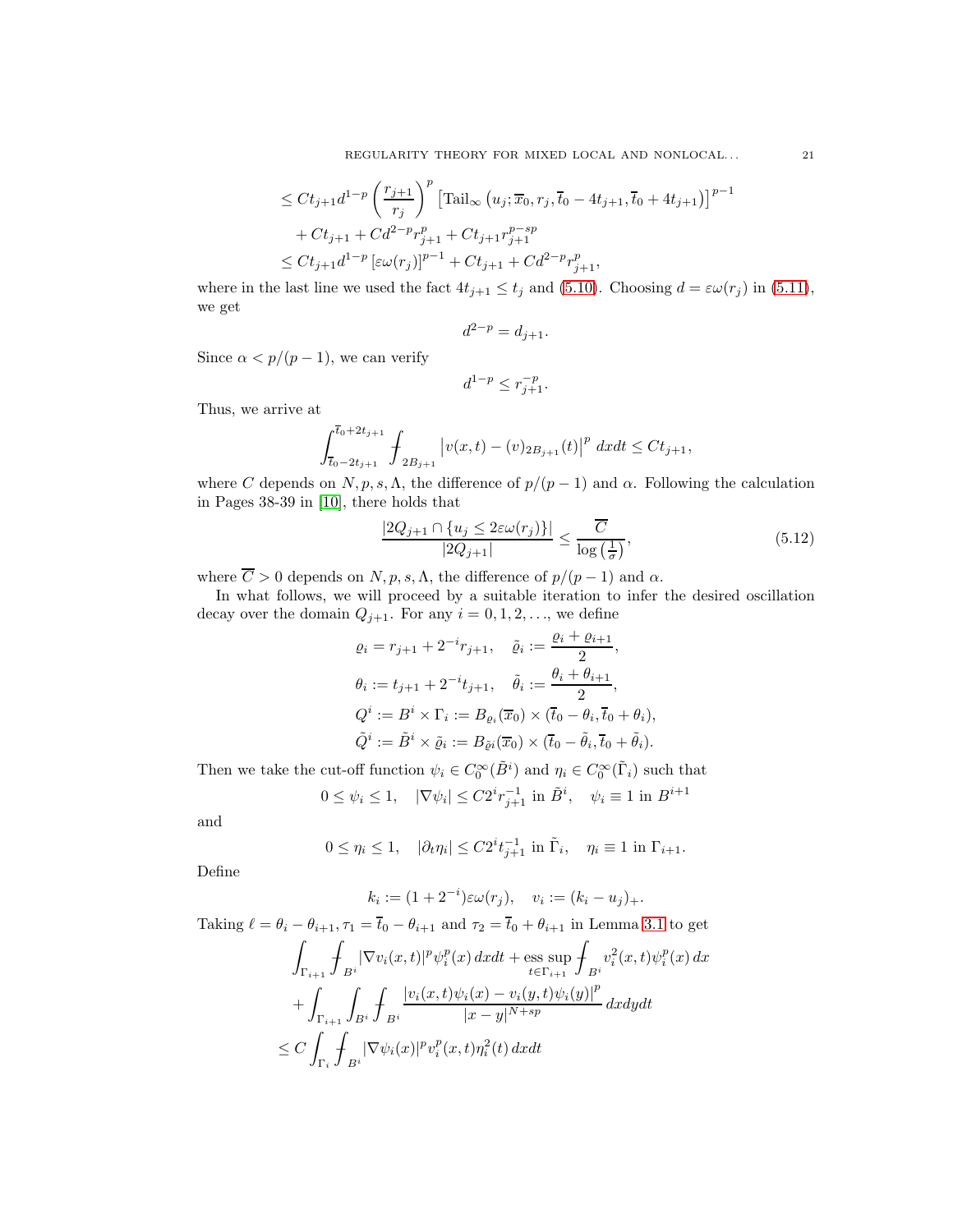$$
\begin{aligned}
&\leq Ct_{j+1}d^{1-p}\left(\frac{r_{j+1}}{r_j}\right)^p\left[\operatorname{Tail}_\infty\left(u_j;\overline{x}_0,r_j,\overline{t}_0-4t_{j+1},\overline{t}_0+4t_{j+1}\right)\right]^{p-1}\\
&\quad+Ct_{j+1}+Cd^{2-p}r_{j+1}^p+Ct_{j+1}r_{j+1}^{p-sp}\\
&\leq Ct_{j+1}d^{1-p}\left[\varepsilon\omega(r_j)\right]^{p-1}+Ct_{j+1}+Cd^{2-p}r_{j+1}^p,
\end{aligned}
$$

where in the last line we used the fact $4t_{j+1}\leq t_j$ and (5.10). Choosing $d=\varepsilon\omega(r_j)$ in (5.11), we get

$$
d^{2-p}=d_{j+1}.
$$

Since $\alpha<p/(p-1)$, we can verify

$$
d^{1-p}\leq r_{j+1}^{-p}.
$$

Thus, we arrive at

$$
\int_{\overline{t}_0-2t_{j+1}}^{\overline{t}_0+2t_{j+1}}\fint_{2B_{j+1}}\left|v(x,t)-(v)_{2B_{j+1}}(t)\right|^p\,dxdt\leq Ct_{j+1},
$$

where $C$ depends on $N,p,s,\Lambda$, the difference of $p/(p-1)$ and $\alpha$. Following the calculation in Pages 38-39 in [10], there holds that

$$
\frac{|2Q_{j+1}\cap\{u_j\leq 2\varepsilon\omega(r_j)\}|}{|2Q_{j+1}|}\leq\frac{\overline{C}}{\log\left(\frac{1}{\sigma}\right)},\tag{5.12}
$$

where $\overline{C}>0$ depends on $N,p,s,\Lambda$, the difference of $p/(p-1)$ and $\alpha$.

In what follows, we will proceed by a suitable iteration to infer the desired oscillation decay over the domain $Q_{j+1}$. For any $i=0,1,2,\ldots$, we define

$$
\begin{aligned}
&\varrho_i=r_{j+1}+2^{-i}r_{j+1},\quad\tilde{\varrho}_i:=\frac{\varrho_i+\varrho_{i+1}}{2},\\
&\theta_i:=t_{j+1}+2^{-i}t_{j+1},\quad\tilde{\theta}_i:=\frac{\theta_i+\theta_{i+1}}{2},\\
&Q^i:=B^i\times\Gamma_i:=B_{\varrho_i}(\overline{x}_0)\times(\overline{t}_0-\theta_i,\overline{t}_0+\theta_i),\\
&\tilde{Q}^i:=\tilde{B}^i\times\tilde{\varrho}_i:=B_{\tilde{\varrho}i}(\overline{x}_0)\times(\overline{t}_0-\tilde{\theta}_i,\overline{t}_0+\tilde{\theta}_i).
\end{aligned}
$$

Then we take the cut-off function $\psi_i\in C_0^\infty(\tilde{B}^i)$ and $\eta_i\in C_0^\infty(\tilde{\Gamma}_i)$ such that

$$
0\leq\psi_i\leq 1,\quad|\nabla\psi_i|\leq C2^ir_{j+1}^{-1}\text{ in }\tilde{B}^i,\quad\psi_i\equiv 1\text{ in }B^{i+1}
$$

and

$$
0\leq\eta_i\leq 1,\quad|\partial_t\eta_i|\leq C2^it_{j+1}^{-1}\text{ in }\tilde{\Gamma}_i,\quad\eta_i\equiv 1\text{ in }\Gamma_{i+1}.
$$

Define

$$
k_i:=(1+2^{-i})\varepsilon\omega(r_j),\quad v_i:=(k_i-u_j)_+.
$$

Taking $\ell=\theta_i-\theta_{i+1},\tau_1=\overline{t}_0-\theta_{i+1}$ and $\tau_2=\overline{t}_0+\theta_{i+1}$ in Lemma 3.1 to get

$$
\begin{aligned}
&\int_{\Gamma_{i+1}}\fint_{B^i}|\nabla v_i(x,t)|^p\psi_i^p(x)\,dxdt+\operatorname*{ess\,sup}_{t\in\Gamma_{i+1}}\fint_{B^i}v_i^2(x,t)\psi_i^p(x)\,dx\\
&\quad+\int_{\Gamma_{i+1}}\int_{B^i}\fint_{B^i}\frac{|v_i(x,t)\psi_i(x)-v_i(y,t)\psi_i(y)|^p}{|x-y|^{N+sp}}\,dxdydt\\
&\leq C\int_{\Gamma_i}\fint_{B^i}|\nabla\psi_i(x)|^pv_i^p(x,t)\eta_i^2(t)\,dxdt
\end{aligned}
$$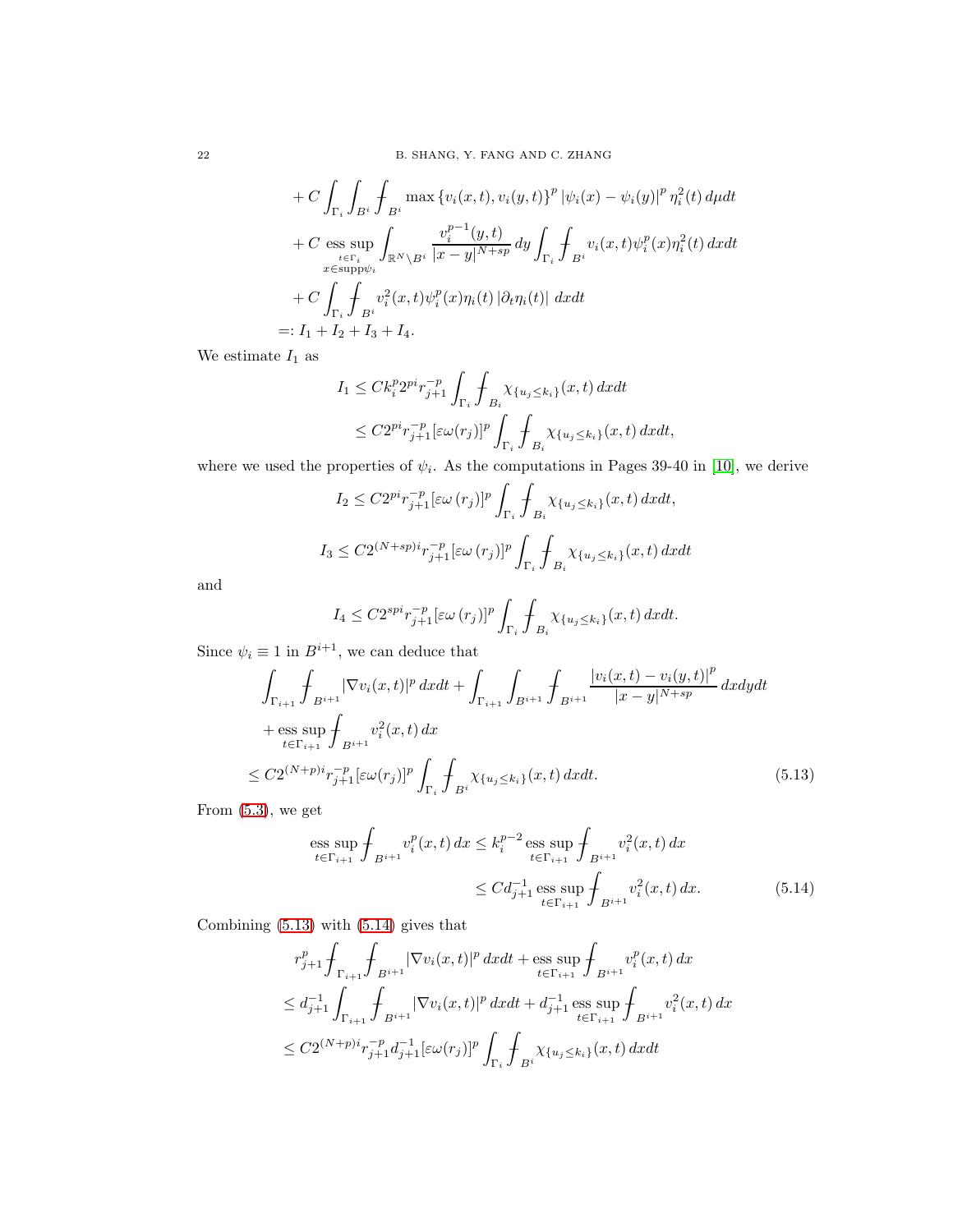$$
\begin{aligned}
&+ C\int_{\Gamma_i}\int_{B^i}\fint_{B^i}\max\left\{v_i(x,t),v_i(y,t)\right\}^p\left|\psi_i(x)-\psi_i(y)\right|^p\eta_i^2(t)\,d\mu dt\\
&+ C\operatorname*{ess\,sup}_{\substack{t\in\Gamma_i\\ x\in\operatorname{supp}\psi_i}}\int_{\mathbb{R}^N\setminus B^i}\frac{v_i^{p-1}(y,t)}{|x-y|^{N+sp}}\,dy\int_{\Gamma_i}\fint_{B^i}v_i(x,t)\psi_i^p(x)\eta_i^2(t)\,dxdt\\
&+ C\int_{\Gamma_i}\fint_{B^i}v_i^2(x,t)\psi_i^p(x)\eta_i(t)\left|\partial_t\eta_i(t)\right|\,dxdt\\
&=: I_1+I_2+I_3+I_4.
\end{aligned}
$$

We estimate $I_1$ as

$$
\begin{aligned}
I_1 &\le Ck_i^p 2^{pi} r_{j+1}^{-p}\int_{\Gamma_i}\fint_{B_i}\chi_{\{u_j\le k_i\}}(x,t)\,dxdt\\
&\le C2^{pi}r_{j+1}^{-p}[\varepsilon\omega(r_j)]^p\int_{\Gamma_i}\fint_{B_i}\chi_{\{u_j\le k_i\}}(x,t)\,dxdt,
\end{aligned}
$$

where we used the properties of $\psi_i$. As the computations in Pages 39-40 in [10], we derive

$$
I_2 \le C2^{pi}r_{j+1}^{-p}[\varepsilon\omega\left(r_j\right)]^p\int_{\Gamma_i}\fint_{B_i}\chi_{\{u_j\le k_i\}}(x,t)\,dxdt,
$$

$$
I_3 \le C2^{(N+sp)i}r_{j+1}^{-p}[\varepsilon\omega\left(r_j\right)]^p\int_{\Gamma_i}\fint_{B_i}\chi_{\{u_j\le k_i\}}(x,t)\,dxdt
$$

and

$$
I_4 \le C2^{spi}r_{j+1}^{-p}[\varepsilon\omega\left(r_j\right)]^p\int_{\Gamma_i}\fint_{B_i}\chi_{\{u_j\le k_i\}}(x,t)\,dxdt.
$$

Since $\psi_i\equiv 1$ in $B^{i+1}$, we can deduce that

$$
\begin{aligned}
&\int_{\Gamma_{i+1}}\fint_{B^{i+1}}|\nabla v_i(x,t)|^p\,dxdt+\int_{\Gamma_{i+1}}\int_{B^{i+1}}\fint_{B^{i+1}}\frac{|v_i(x,t)-v_i(y,t)|^p}{|x-y|^{N+sp}}\,dxdydt\\
&+\operatorname*{ess\,sup}_{t\in\Gamma_{i+1}}\fint_{B^{i+1}}v_i^2(x,t)\,dx\\
&\le C2^{(N+p)i}r_{j+1}^{-p}[\varepsilon\omega(r_j)]^p\int_{\Gamma_i}\fint_{B^i}\chi_{\{u_j\le k_i\}}(x,t)\,dxdt. \qquad (5.13)
\end{aligned}
$$

From (5.3), we get

$$
\begin{aligned}
\operatorname*{ess\,sup}_{t\in\Gamma_{i+1}}\fint_{B^{i+1}}v_i^p(x,t)\,dx &\le k_i^{p-2}\operatorname*{ess\,sup}_{t\in\Gamma_{i+1}}\fint_{B^{i+1}}v_i^2(x,t)\,dx\\
&\le Cd_{j+1}^{-1}\operatorname*{ess\,sup}_{t\in\Gamma_{i+1}}\fint_{B^{i+1}}v_i^2(x,t)\,dx. \qquad (5.14)
\end{aligned}
$$

Combining (5.13) with (5.14) gives that

$$
\begin{aligned}
&r_{j+1}^p\fint_{\Gamma_{i+1}}\fint_{B^{i+1}}|\nabla v_i(x,t)|^p\,dxdt+\operatorname*{ess\,sup}_{t\in\Gamma_{i+1}}\fint_{B^{i+1}}v_i^p(x,t)\,dx\\
&\le d_{j+1}^{-1}\int_{\Gamma_{i+1}}\fint_{B^{i+1}}|\nabla v_i(x,t)|^p\,dxdt+d_{j+1}^{-1}\operatorname*{ess\,sup}_{t\in\Gamma_{i+1}}\fint_{B^{i+1}}v_i^2(x,t)\,dx\\
&\le C2^{(N+p)i}r_{j+1}^{-p}d_{j+1}^{-1}[\varepsilon\omega(r_j)]^p\int_{\Gamma_i}\fint_{B^i}\chi_{\{u_j\le k_i\}}(x,t)\,dxdt
\end{aligned}
$$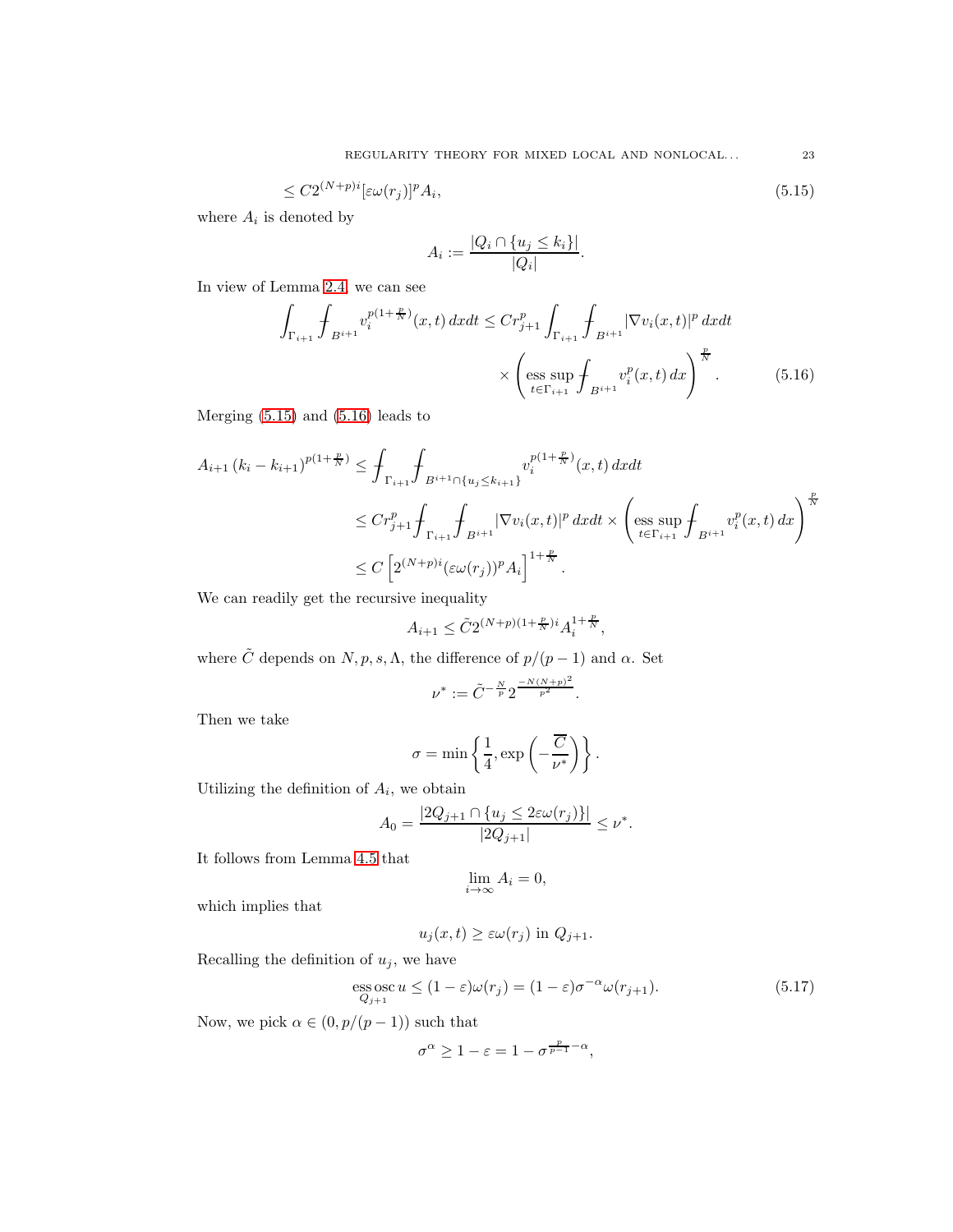$$\leq C2^{(N+p)i}[\varepsilon\omega(r_j)]^p A_i, \tag{5.15}$$

where $A_i$ is denoted by

$$A_i := \frac{|Q_i \cap \{u_j \leq k_i\}|}{|Q_i|}.$$

In view of Lemma 2.4, we can see

$$\int_{\Gamma_{i+1}} \fint_{B^{i+1}} v_i^{p(1+\frac{p}{N})}(x,t)\,dxdt \leq Cr_{j+1}^p \int_{\Gamma_{i+1}} \fint_{B^{i+1}} |\nabla v_i(x,t)|^p\,dxdt \times \left( \operatorname*{ess\,sup}_{t\in\Gamma_{i+1}} \fint_{B^{i+1}} v_i^p(x,t)\,dx \right)^{\frac{p}{N}}. \tag{5.16}$$

Merging (5.15) and (5.16) leads to

$$\begin{aligned}
A_{i+1}\left(k_i - k_{i+1}\right)^{p(1+\frac{p}{N})} &\leq \fint_{\Gamma_{i+1}} \fint_{B^{i+1}\cap\{u_j\leq k_{i+1}\}} v_i^{p(1+\frac{p}{N})}(x,t)\,dxdt \\
&\leq Cr_{j+1}^p \fint_{\Gamma_{i+1}} \fint_{B^{i+1}} |\nabla v_i(x,t)|^p\,dxdt \times \left( \operatorname*{ess\,sup}_{t\in\Gamma_{i+1}} \fint_{B^{i+1}} v_i^p(x,t)\,dx \right)^{\frac{p}{N}} \\
&\leq C\left[2^{(N+p)i}(\varepsilon\omega(r_j))^p A_i\right]^{1+\frac{p}{N}}.
\end{aligned}$$

We can readily get the recursive inequality

$$A_{i+1} \leq \tilde{C} 2^{(N+p)(1+\frac{p}{N})i} A_i^{1+\frac{p}{N}},$$

where $\tilde{C}$ depends on $N, p, s, \Lambda$, the difference of $p/(p-1)$ and $\alpha$. Set

$$\nu^* := \tilde{C}^{-\frac{N}{p}} 2^{\frac{-N(N+p)^2}{p^2}}.$$

Then we take

$$\sigma = \min\left\{\frac{1}{4}, \exp\left(-\frac{\overline{C}}{\nu^*}\right)\right\}.$$

Utilizing the definition of $A_i$, we obtain

$$A_0 = \frac{|2Q_{j+1} \cap \{u_j \leq 2\varepsilon\omega(r_j)\}|}{|2Q_{j+1}|} \leq \nu^*.$$

It follows from Lemma 4.5 that

$$\lim_{i\to\infty} A_i = 0,$$

which implies that

$$u_j(x,t) \geq \varepsilon\omega(r_j) \text{ in } Q_{j+1}.$$

Recalling the definition of $u_j$, we have

$$\operatorname*{ess\,osc}_{Q_{j+1}} u \leq (1-\varepsilon)\omega(r_j) = (1-\varepsilon)\sigma^{-\alpha}\omega(r_{j+1}). \tag{5.17}$$

Now, we pick $\alpha \in (0, p/(p-1))$ such that

$$\sigma^\alpha \geq 1 - \varepsilon = 1 - \sigma^{\frac{p}{p-1}-\alpha},$$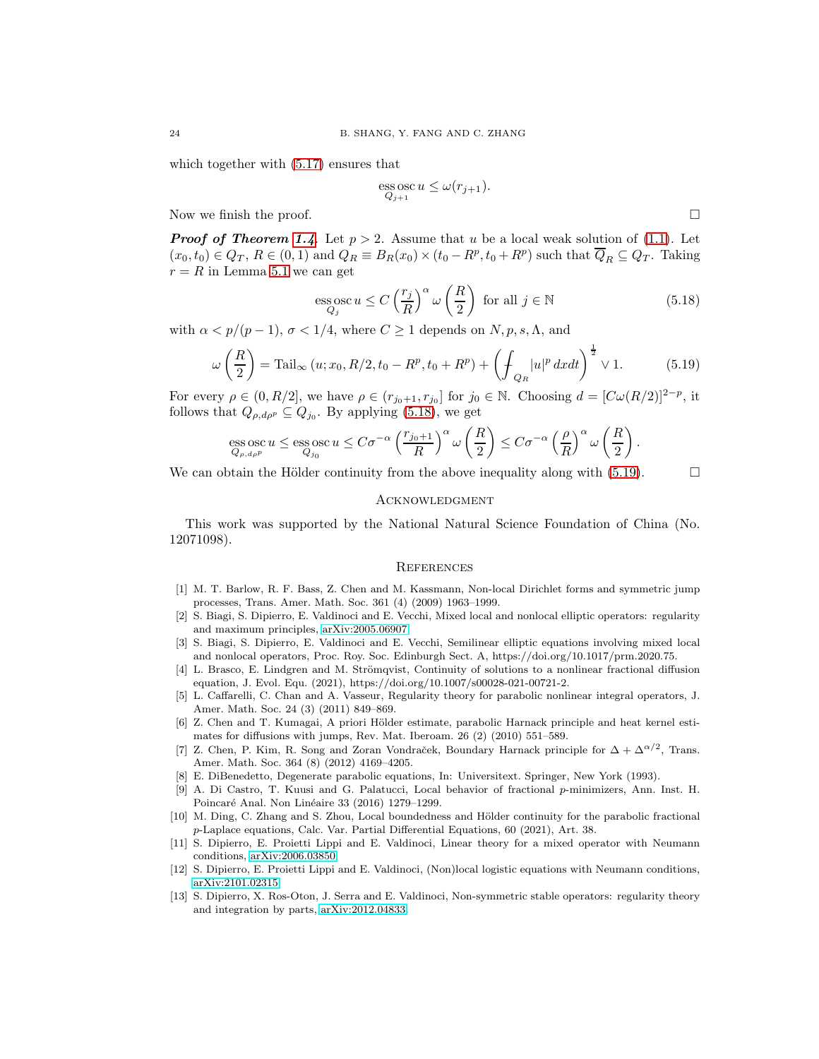which together with (5.17) ensures that

$$\operatorname*{ess\,osc}_{Q_{j+1}} u \le \omega(r_{j+1}).$$

Now we finish the proof. $\square$

***Proof of Theorem 1.4.*** Let $p > 2$. Assume that $u$ be a local weak solution of (1.1). Let $(x_0, t_0) \in Q_T$, $R \in (0, 1)$ and $Q_R \equiv B_R(x_0) \times (t_0 - R^p, t_0 + R^p)$ such that $\overline{Q}_R \subseteq Q_T$. Taking $r = R$ in Lemma 5.1 we can get

$$\operatorname*{ess\,osc}_{Q_j} u \le C \left(\frac{r_j}{R}\right)^{\alpha} \omega\left(\frac{R}{2}\right) \text{ for all } j \in \mathbb{N} \tag{5.18}$$

with $\alpha < p/(p-1)$, $\sigma < 1/4$, where $C \ge 1$ depends on $N, p, s, \Lambda$, and

$$\omega\left(\frac{R}{2}\right) = \mathrm{Tail}_\infty\left(u; x_0, R/2, t_0 - R^p, t_0 + R^p\right) + \left(\fint_{Q_R} |u|^p \, dxdt\right)^{\frac{1}{2}} \vee 1. \tag{5.19}$$

For every $\rho \in (0, R/2]$, we have $\rho \in (r_{j_0+1}, r_{j_0}]$ for $j_0 \in \mathbb{N}$. Choosing $d = [C\omega(R/2)]^{2-p}$, it follows that $Q_{\rho, d\rho^p} \subseteq Q_{j_0}$. By applying (5.18), we get

$$\operatorname*{ess\,osc}_{Q_{\rho,d\rho^p}} u \le \operatorname*{ess\,osc}_{Q_{j_0}} u \le C\sigma^{-\alpha} \left(\frac{r_{j_0+1}}{R}\right)^{\alpha} \omega\left(\frac{R}{2}\right) \le C\sigma^{-\alpha} \left(\frac{\rho}{R}\right)^{\alpha} \omega\left(\frac{R}{2}\right).$$

We can obtain the Hölder continuity from the above inequality along with (5.19). $\square$

## Acknowledgment

This work was supported by the National Natural Science Foundation of China (No. 12071098).

## References

[1] M. T. Barlow, R. F. Bass, Z. Chen and M. Kassmann, Non-local Dirichlet forms and symmetric jump processes, Trans. Amer. Math. Soc. 361 (4) (2009) 1963–1999.

[2] S. Biagi, S. Dipierro, E. Valdinoci and E. Vecchi, Mixed local and nonlocal elliptic operators: regularity and maximum principles, arXiv:2005.06907.

[3] S. Biagi, S. Dipierro, E. Valdinoci and E. Vecchi, Semilinear elliptic equations involving mixed local and nonlocal operators, Proc. Roy. Soc. Edinburgh Sect. A, https://doi.org/10.1017/prm.2020.75.

[4] L. Brasco, E. Lindgren and M. Strömqvist, Continuity of solutions to a nonlinear fractional diffusion equation, J. Evol. Equ. (2021), https://doi.org/10.1007/s00028-021-00721-2.

[5] L. Caffarelli, C. Chan and A. Vasseur, Regularity theory for parabolic nonlinear integral operators, J. Amer. Math. Soc. 24 (3) (2011) 849–869.

[6] Z. Chen and T. Kumagai, A priori Hölder estimate, parabolic Harnack principle and heat kernel estimates for diffusions with jumps, Rev. Mat. Iberoam. 26 (2) (2010) 551–589.

[7] Z. Chen, P. Kim, R. Song and Zoran Vondraček, Boundary Harnack principle for $\Delta + \Delta^{\alpha/2}$, Trans. Amer. Math. Soc. 364 (8) (2012) 4169–4205.

[8] E. DiBenedetto, Degenerate parabolic equations, In: Universitext. Springer, New York (1993).

[9] A. Di Castro, T. Kuusi and G. Palatucci, Local behavior of fractional $p$-minimizers, Ann. Inst. H. Poincaré Anal. Non Linéaire 33 (2016) 1279–1299.

[10] M. Ding, C. Zhang and S. Zhou, Local boundedness and Hölder continuity for the parabolic fractional $p$-Laplace equations, Calc. Var. Partial Differential Equations, 60 (2021), Art. 38.

[11] S. Dipierro, E. Proietti Lippi and E. Valdinoci, Linear theory for a mixed operator with Neumann conditions, arXiv:2006.03850.

[12] S. Dipierro, E. Proietti Lippi and E. Valdinoci, (Non)local logistic equations with Neumann conditions, arXiv:2101.02315.

[13] S. Dipierro, X. Ros-Oton, J. Serra and E. Valdinoci, Non-symmetric stable operators: regularity theory and integration by parts, arXiv:2012.04833.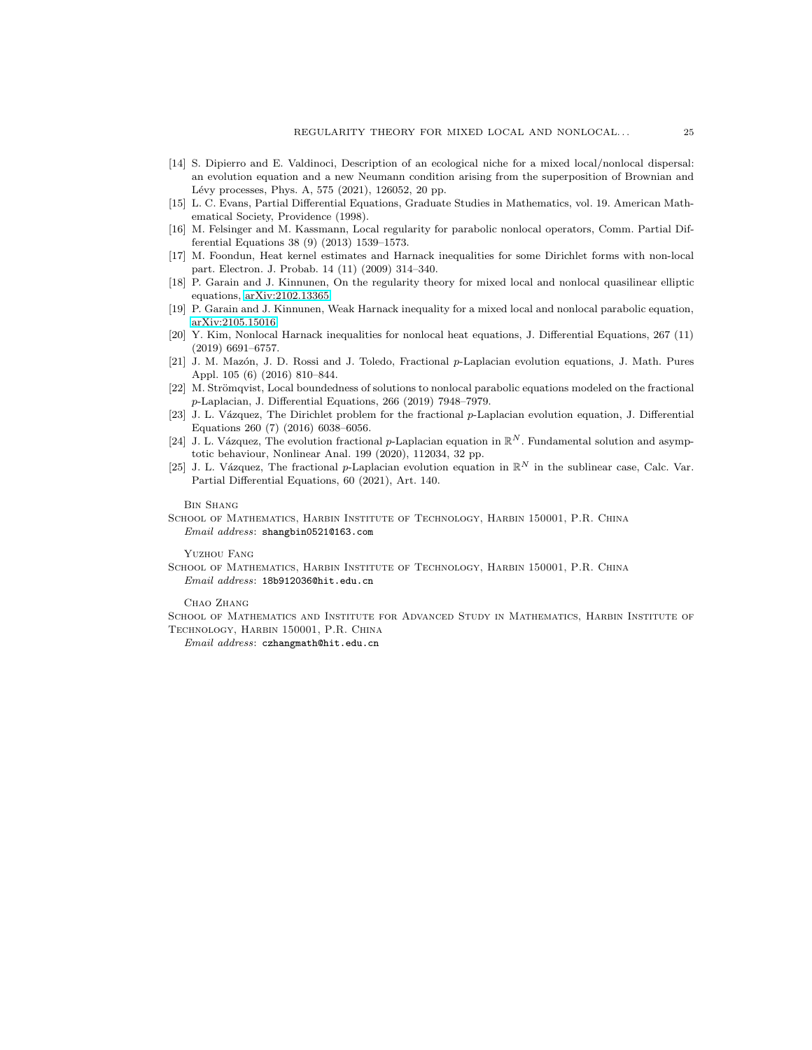[14] S. Dipierro and E. Valdinoci, Description of an ecological niche for a mixed local/nonlocal dispersal: an evolution equation and a new Neumann condition arising from the superposition of Brownian and Lévy processes, Phys. A, 575 (2021), 126052, 20 pp.

[15] L. C. Evans, Partial Differential Equations, Graduate Studies in Mathematics, vol. 19. American Mathematical Society, Providence (1998).

[16] M. Felsinger and M. Kassmann, Local regularity for parabolic nonlocal operators, Comm. Partial Differential Equations 38 (9) (2013) 1539–1573.

[17] M. Foondun, Heat kernel estimates and Harnack inequalities for some Dirichlet forms with non-local part. Electron. J. Probab. 14 (11) (2009) 314–340.

[18] P. Garain and J. Kinnunen, On the regularity theory for mixed local and nonlocal quasilinear elliptic equations, arXiv:2102.13365.

[19] P. Garain and J. Kinnunen, Weak Harnack inequality for a mixed local and nonlocal parabolic equation, arXiv:2105.15016.

[20] Y. Kim, Nonlocal Harnack inequalities for nonlocal heat equations, J. Differential Equations, 267 (11) (2019) 6691–6757.

[21] J. M. Mazón, J. D. Rossi and J. Toledo, Fractional $p$-Laplacian evolution equations, J. Math. Pures Appl. 105 (6) (2016) 810–844.

[22] M. Strömqvist, Local boundedness of solutions to nonlocal parabolic equations modeled on the fractional $p$-Laplacian, J. Differential Equations, 266 (2019) 7948–7979.

[23] J. L. Vázquez, The Dirichlet problem for the fractional $p$-Laplacian evolution equation, J. Differential Equations 260 (7) (2016) 6038–6056.

[24] J. L. Vázquez, The evolution fractional $p$-Laplacian equation in $\mathbb{R}^N$. Fundamental solution and asymptotic behaviour, Nonlinear Anal. 199 (2020), 112034, 32 pp.

[25] J. L. Vázquez, The fractional $p$-Laplacian evolution equation in $\mathbb{R}^N$ in the sublinear case, Calc. Var. Partial Differential Equations, 60 (2021), Art. 140.

Bin Shang
School of Mathematics, Harbin Institute of Technology, Harbin 150001, P.R. China
*Email address*: shangbin0521@163.com

Yuzhou Fang
School of Mathematics, Harbin Institute of Technology, Harbin 150001, P.R. China
*Email address*: 18b912036@hit.edu.cn

Chao Zhang
School of Mathematics and Institute for Advanced Study in Mathematics, Harbin Institute of Technology, Harbin 150001, P.R. China
*Email address*: czhangmath@hit.edu.cn